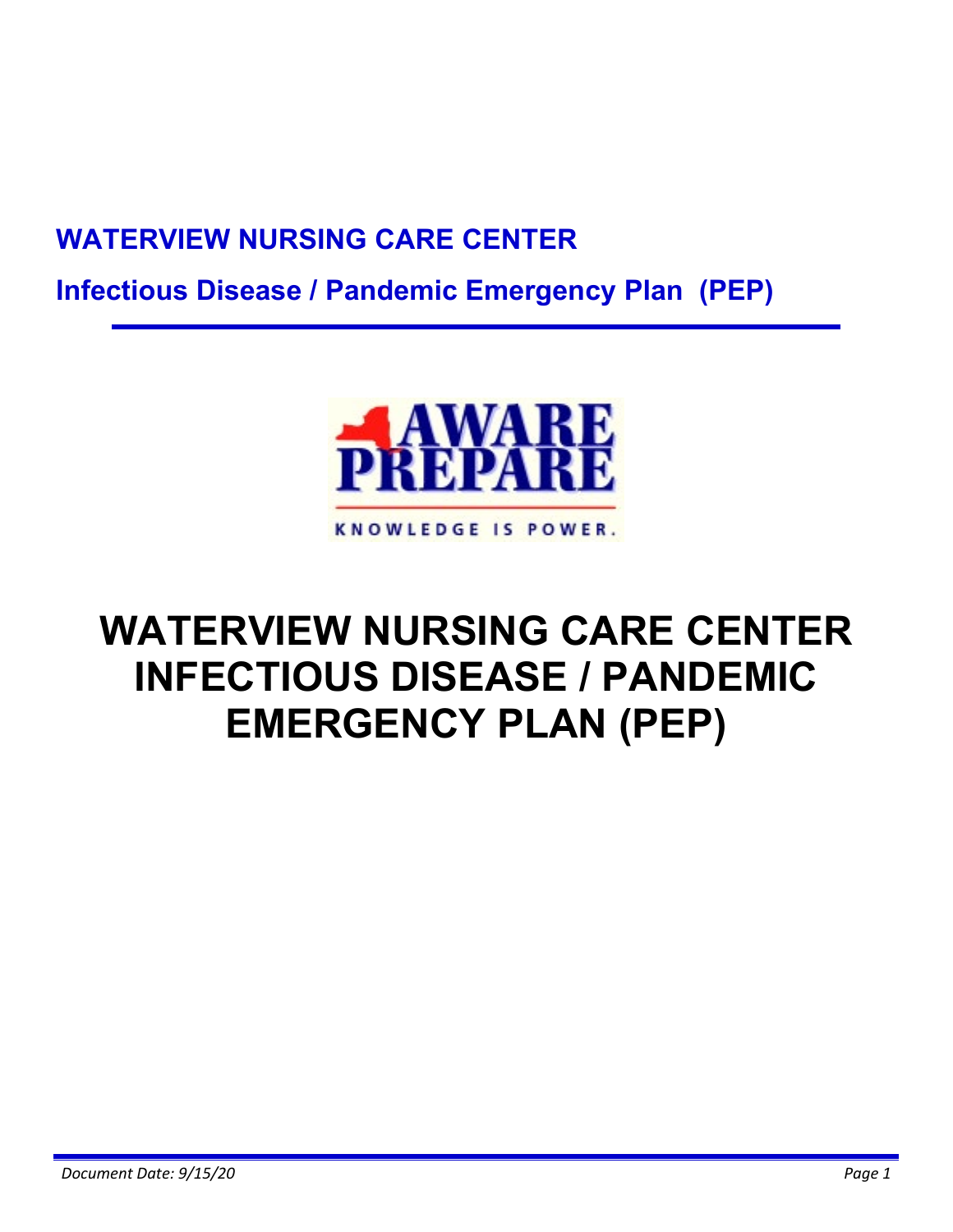**WATERVIEW NURSING CARE CENTER**

**Infectious Disease / Pandemic Emergency Plan (PEP)**

AWARE PREPARE

KNOWLEDGE IS POWER.

# WATERVIEW NURSING CARE CENTER INFECTIOUS DISEASE / PANDEMIC EMERGENCY PLAN (PEP)

*Document Date: 9/15/20*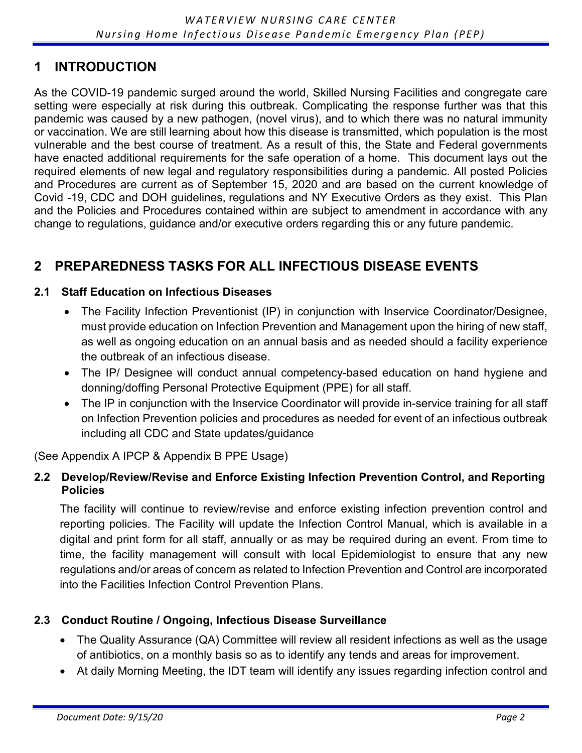# 1 INTRODUCTION

As the COVID-19 pandemic surged around the world, Skilled Nursing Facilities and congregate care setting were especially at risk during this outbreak. Complicating the response further was that this pandemic was caused by a new pathogen, (novel virus), and to which there was no natural immunity or vaccination. We are still learning about how this disease is transmitted, which population is the most vulnerable and the best course of treatment. As a result of this, the State and Federal governments have enacted additional requirements for the safe operation of a home. This document lays out the required elements of new legal and regulatory responsibilities during a pandemic. All posted Policies and Procedures are current as of September 15, 2020 and are based on the current knowledge of Covid -19, CDC and DOH guidelines, regulations and NY Executive Orders as they exist. This Plan and the Policies and Procedures contained within are subject to amendment in accordance with any change to regulations, guidance and/or executive orders regarding this or any future pandemic.

# 2 PREPAREDNESS TASKS FOR ALL INFECTIOUS DISEASE EVENTS

## 2.1 Staff Education on Infectious Diseases

- The Facility Infection Preventionist (IP) in conjunction with Inservice Coordinator/Designee, must provide education on Infection Prevention and Management upon the hiring of new staff, as well as ongoing education on an annual basis and as needed should a facility experience the outbreak of an infectious disease.
- The IP/ Designee will conduct annual competency-based education on hand hygiene and donning/doffing Personal Protective Equipment (PPE) for all staff.
- The IP in conjunction with the Inservice Coordinator will provide in-service training for all staff on Infection Prevention policies and procedures as needed for event of an infectious outbreak including all CDC and State updates/guidance

(See Appendix A IPCP & Appendix B PPE Usage)

## 2.2 Develop/Review/Revise and Enforce Existing Infection Prevention Control, and Reporting Policies

The facility will continue to review/revise and enforce existing infection prevention control and reporting policies. The Facility will update the Infection Control Manual, which is available in a digital and print form for all staff, annually or as may be required during an event. From time to time, the facility management will consult with local Epidemiologist to ensure that any new regulations and/or areas of concern as related to Infection Prevention and Control are incorporated into the Facilities Infection Control Prevention Plans.

## 2.3 Conduct Routine / Ongoing, Infectious Disease Surveillance

- The Quality Assurance (QA) Committee will review all resident infections as well as the usage of antibiotics, on a monthly basis so as to identify any tends and areas for improvement.
- At daily Morning Meeting, the IDT team will identify any issues regarding infection control and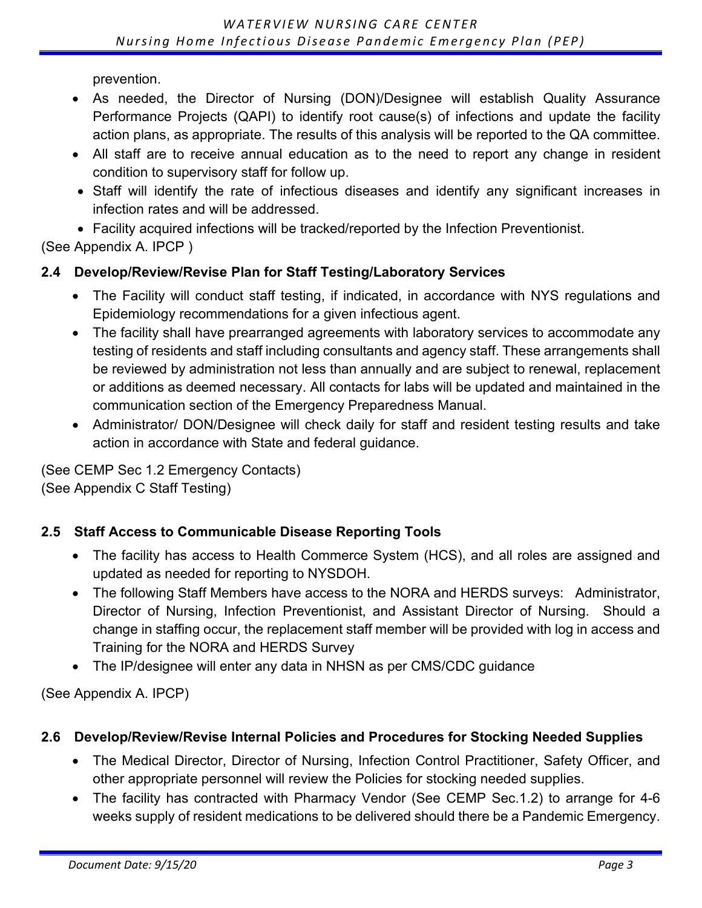prevention.

- As needed, the Director of Nursing (DON)/Designee will establish Quality Assurance Performance Projects (QAPI) to identify root cause(s) of infections and update the facility action plans, as appropriate. The results of this analysis will be reported to the QA committee.
- All staff are to receive annual education as to the need to report any change in resident condition to supervisory staff for follow up.
- Staff will identify the rate of infectious diseases and identify any significant increases in infection rates and will be addressed.
- Facility acquired infections will be tracked/reported by the Infection Preventionist.

(See Appendix A. IPCP )

### 2.4 Develop/Review/Revise Plan for Staff Testing/Laboratory Services

- The Facility will conduct staff testing, if indicated, in accordance with NYS regulations and Epidemiology recommendations for a given infectious agent.
- The facility shall have prearranged agreements with laboratory services to accommodate any testing of residents and staff including consultants and agency staff. These arrangements shall be reviewed by administration not less than annually and are subject to renewal, replacement or additions as deemed necessary. All contacts for labs will be updated and maintained in the communication section of the Emergency Preparedness Manual.
- Administrator/ DON/Designee will check daily for staff and resident testing results and take action in accordance with State and federal guidance.

(See CEMP Sec 1.2 Emergency Contacts)
(See Appendix C Staff Testing)

### 2.5 Staff Access to Communicable Disease Reporting Tools

- The facility has access to Health Commerce System (HCS), and all roles are assigned and updated as needed for reporting to NYSDOH.
- The following Staff Members have access to the NORA and HERDS surveys: Administrator, Director of Nursing, Infection Preventionist, and Assistant Director of Nursing. Should a change in staffing occur, the replacement staff member will be provided with log in access and Training for the NORA and HERDS Survey
- The IP/designee will enter any data in NHSN as per CMS/CDC guidance

(See Appendix A. IPCP)

### 2.6 Develop/Review/Revise Internal Policies and Procedures for Stocking Needed Supplies

- The Medical Director, Director of Nursing, Infection Control Practitioner, Safety Officer, and other appropriate personnel will review the Policies for stocking needed supplies.
- The facility has contracted with Pharmacy Vendor (See CEMP Sec.1.2) to arrange for 4-6 weeks supply of resident medications to be delivered should there be a Pandemic Emergency.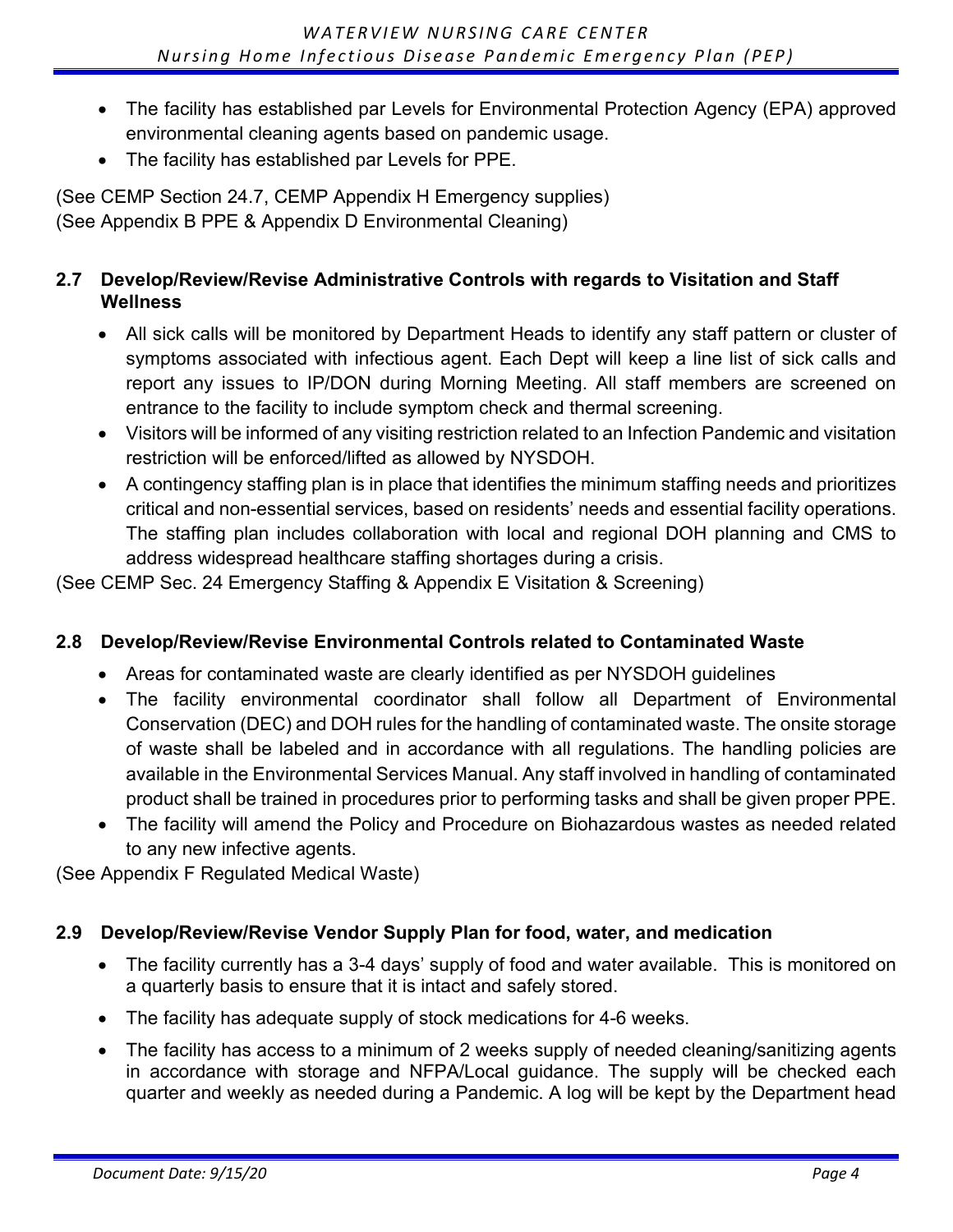- The facility has established par Levels for Environmental Protection Agency (EPA) approved environmental cleaning agents based on pandemic usage.
- The facility has established par Levels for PPE.

(See CEMP Section 24.7, CEMP Appendix H Emergency supplies)
(See Appendix B PPE & Appendix D Environmental Cleaning)

### 2.7 Develop/Review/Revise Administrative Controls with regards to Visitation and Staff Wellness

- All sick calls will be monitored by Department Heads to identify any staff pattern or cluster of symptoms associated with infectious agent. Each Dept will keep a line list of sick calls and report any issues to IP/DON during Morning Meeting. All staff members are screened on entrance to the facility to include symptom check and thermal screening.
- Visitors will be informed of any visiting restriction related to an Infection Pandemic and visitation restriction will be enforced/lifted as allowed by NYSDOH.
- A contingency staffing plan is in place that identifies the minimum staffing needs and prioritizes critical and non-essential services, based on residents' needs and essential facility operations. The staffing plan includes collaboration with local and regional DOH planning and CMS to address widespread healthcare staffing shortages during a crisis.

(See CEMP Sec. 24 Emergency Staffing & Appendix E Visitation & Screening)

### 2.8 Develop/Review/Revise Environmental Controls related to Contaminated Waste

- Areas for contaminated waste are clearly identified as per NYSDOH guidelines
- The facility environmental coordinator shall follow all Department of Environmental Conservation (DEC) and DOH rules for the handling of contaminated waste. The onsite storage of waste shall be labeled and in accordance with all regulations. The handling policies are available in the Environmental Services Manual. Any staff involved in handling of contaminated product shall be trained in procedures prior to performing tasks and shall be given proper PPE.
- The facility will amend the Policy and Procedure on Biohazardous wastes as needed related to any new infective agents.

(See Appendix F Regulated Medical Waste)

### 2.9 Develop/Review/Revise Vendor Supply Plan for food, water, and medication

- The facility currently has a 3-4 days' supply of food and water available. This is monitored on a quarterly basis to ensure that it is intact and safely stored.
- The facility has adequate supply of stock medications for 4-6 weeks.
- The facility has access to a minimum of 2 weeks supply of needed cleaning/sanitizing agents in accordance with storage and NFPA/Local guidance. The supply will be checked each quarter and weekly as needed during a Pandemic. A log will be kept by the Department head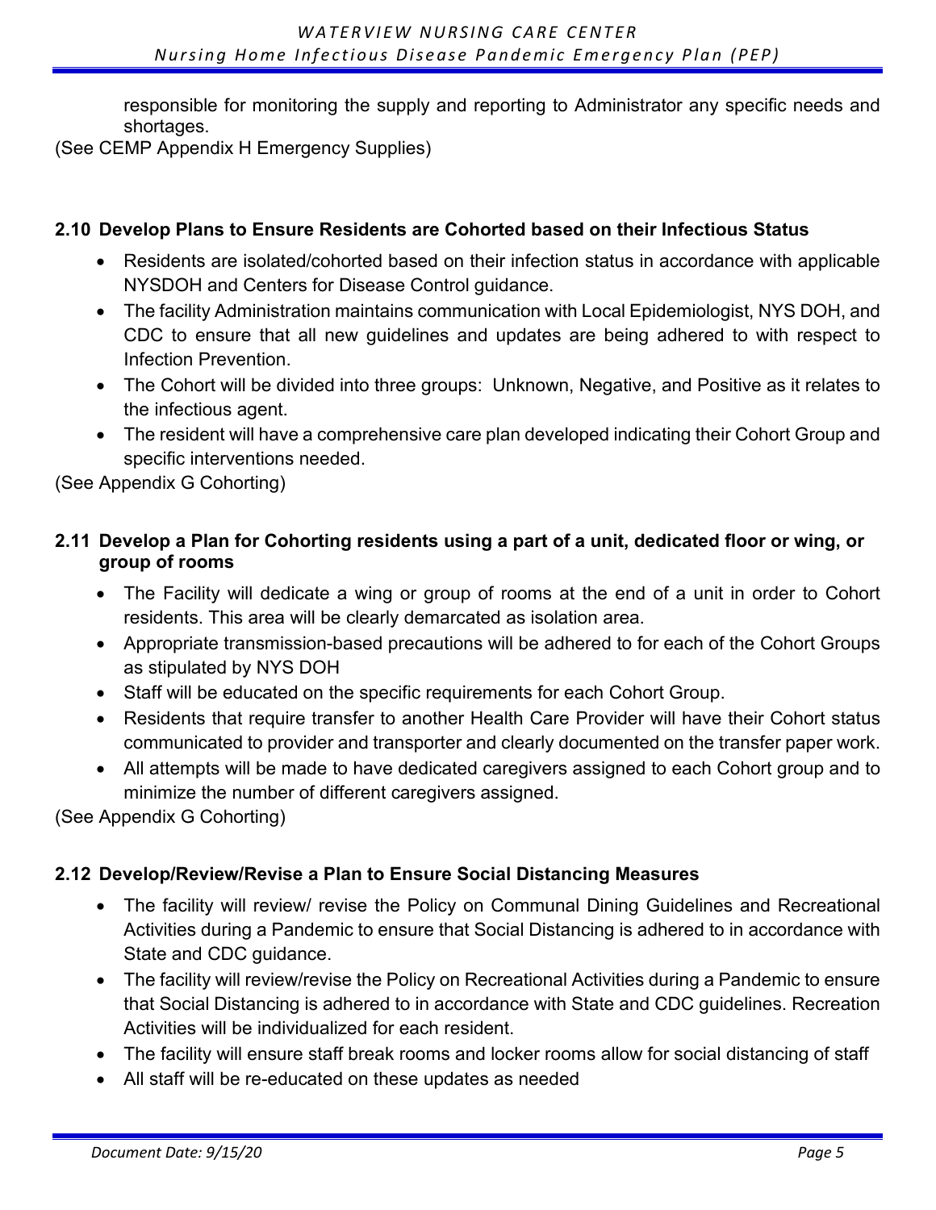responsible for monitoring the supply and reporting to Administrator any specific needs and shortages.

(See CEMP Appendix H Emergency Supplies)

**2.10 Develop Plans to Ensure Residents are Cohorted based on their Infectious Status**

- Residents are isolated/cohorted based on their infection status in accordance with applicable NYSDOH and Centers for Disease Control guidance.
- The facility Administration maintains communication with Local Epidemiologist, NYS DOH, and CDC to ensure that all new guidelines and updates are being adhered to with respect to Infection Prevention.
- The Cohort will be divided into three groups: Unknown, Negative, and Positive as it relates to the infectious agent.
- The resident will have a comprehensive care plan developed indicating their Cohort Group and specific interventions needed.

(See Appendix G Cohorting)

**2.11 Develop a Plan for Cohorting residents using a part of a unit, dedicated floor or wing, or group of rooms**

- The Facility will dedicate a wing or group of rooms at the end of a unit in order to Cohort residents. This area will be clearly demarcated as isolation area.
- Appropriate transmission-based precautions will be adhered to for each of the Cohort Groups as stipulated by NYS DOH
- Staff will be educated on the specific requirements for each Cohort Group.
- Residents that require transfer to another Health Care Provider will have their Cohort status communicated to provider and transporter and clearly documented on the transfer paper work.
- All attempts will be made to have dedicated caregivers assigned to each Cohort group and to minimize the number of different caregivers assigned.

(See Appendix G Cohorting)

**2.12 Develop/Review/Revise a Plan to Ensure Social Distancing Measures**

- The facility will review/ revise the Policy on Communal Dining Guidelines and Recreational Activities during a Pandemic to ensure that Social Distancing is adhered to in accordance with State and CDC guidance.
- The facility will review/revise the Policy on Recreational Activities during a Pandemic to ensure that Social Distancing is adhered to in accordance with State and CDC guidelines. Recreation Activities will be individualized for each resident.
- The facility will ensure staff break rooms and locker rooms allow for social distancing of staff
- All staff will be re-educated on these updates as needed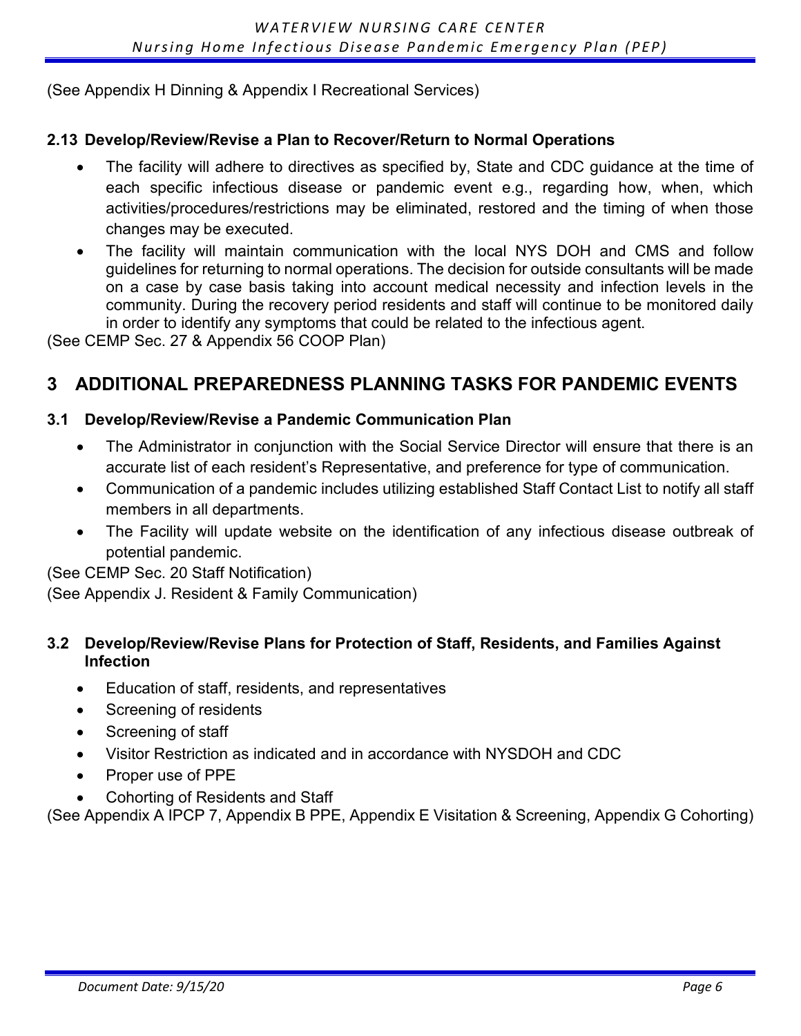(See Appendix H Dinning & Appendix I Recreational Services)

### 2.13 Develop/Review/Revise a Plan to Recover/Return to Normal Operations

- The facility will adhere to directives as specified by, State and CDC guidance at the time of each specific infectious disease or pandemic event e.g., regarding how, when, which activities/procedures/restrictions may be eliminated, restored and the timing of when those changes may be executed.
- The facility will maintain communication with the local NYS DOH and CMS and follow guidelines for returning to normal operations. The decision for outside consultants will be made on a case by case basis taking into account medical necessity and infection levels in the community. During the recovery period residents and staff will continue to be monitored daily in order to identify any symptoms that could be related to the infectious agent.

(See CEMP Sec. 27 & Appendix 56 COOP Plan)

## 3 ADDITIONAL PREPAREDNESS PLANNING TASKS FOR PANDEMIC EVENTS

### 3.1 Develop/Review/Revise a Pandemic Communication Plan

- The Administrator in conjunction with the Social Service Director will ensure that there is an accurate list of each resident's Representative, and preference for type of communication.
- Communication of a pandemic includes utilizing established Staff Contact List to notify all staff members in all departments.
- The Facility will update website on the identification of any infectious disease outbreak of potential pandemic.

(See CEMP Sec. 20 Staff Notification)

(See Appendix J. Resident & Family Communication)

### 3.2 Develop/Review/Revise Plans for Protection of Staff, Residents, and Families Against Infection

- Education of staff, residents, and representatives
- Screening of residents
- Screening of staff
- Visitor Restriction as indicated and in accordance with NYSDOH and CDC
- Proper use of PPE
- Cohorting of Residents and Staff

(See Appendix A IPCP 7, Appendix B PPE, Appendix E Visitation & Screening, Appendix G Cohorting)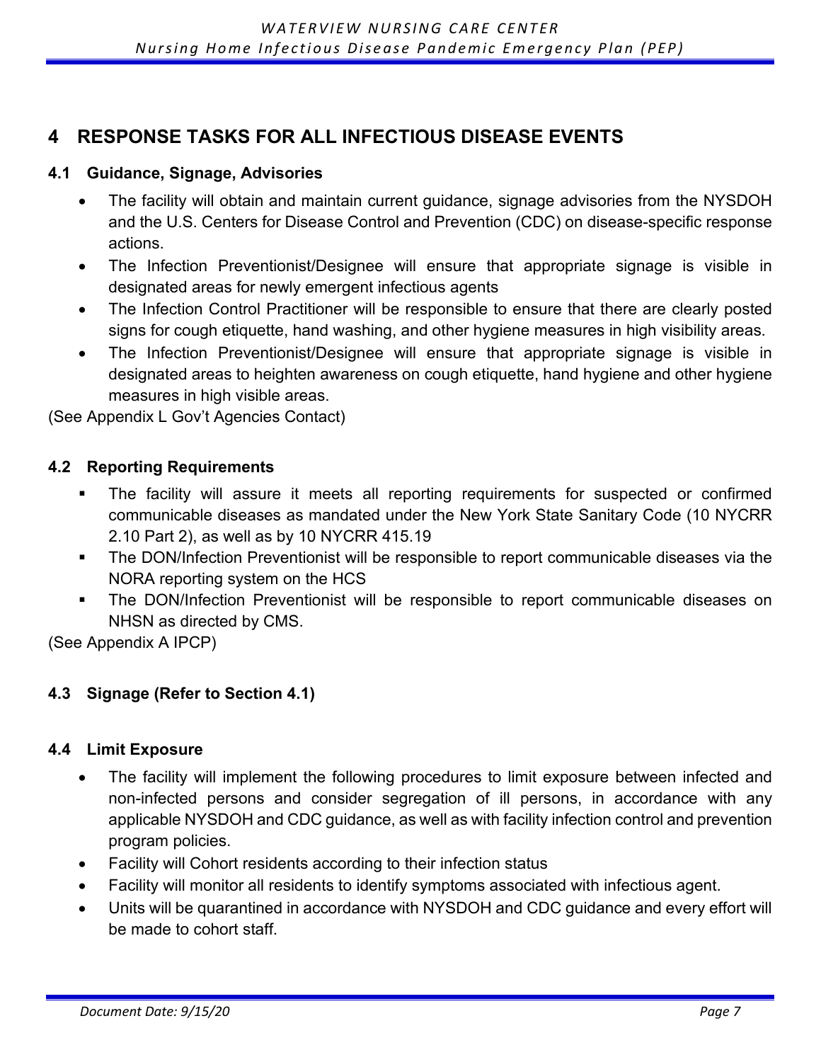# 4 RESPONSE TASKS FOR ALL INFECTIOUS DISEASE EVENTS

## 4.1 Guidance, Signage, Advisories

- The facility will obtain and maintain current guidance, signage advisories from the NYSDOH and the U.S. Centers for Disease Control and Prevention (CDC) on disease-specific response actions.
- The Infection Preventionist/Designee will ensure that appropriate signage is visible in designated areas for newly emergent infectious agents
- The Infection Control Practitioner will be responsible to ensure that there are clearly posted signs for cough etiquette, hand washing, and other hygiene measures in high visibility areas.
- The Infection Preventionist/Designee will ensure that appropriate signage is visible in designated areas to heighten awareness on cough etiquette, hand hygiene and other hygiene measures in high visible areas.

(See Appendix L Gov't Agencies Contact)

## 4.2 Reporting Requirements

- The facility will assure it meets all reporting requirements for suspected or confirmed communicable diseases as mandated under the New York State Sanitary Code (10 NYCRR 2.10 Part 2), as well as by 10 NYCRR 415.19
- The DON/Infection Preventionist will be responsible to report communicable diseases via the NORA reporting system on the HCS
- The DON/Infection Preventionist will be responsible to report communicable diseases on NHSN as directed by CMS.

(See Appendix A IPCP)

## 4.3 Signage (Refer to Section 4.1)

## 4.4 Limit Exposure

- The facility will implement the following procedures to limit exposure between infected and non-infected persons and consider segregation of ill persons, in accordance with any applicable NYSDOH and CDC guidance, as well as with facility infection control and prevention program policies.
- Facility will Cohort residents according to their infection status
- Facility will monitor all residents to identify symptoms associated with infectious agent.
- Units will be quarantined in accordance with NYSDOH and CDC guidance and every effort will be made to cohort staff.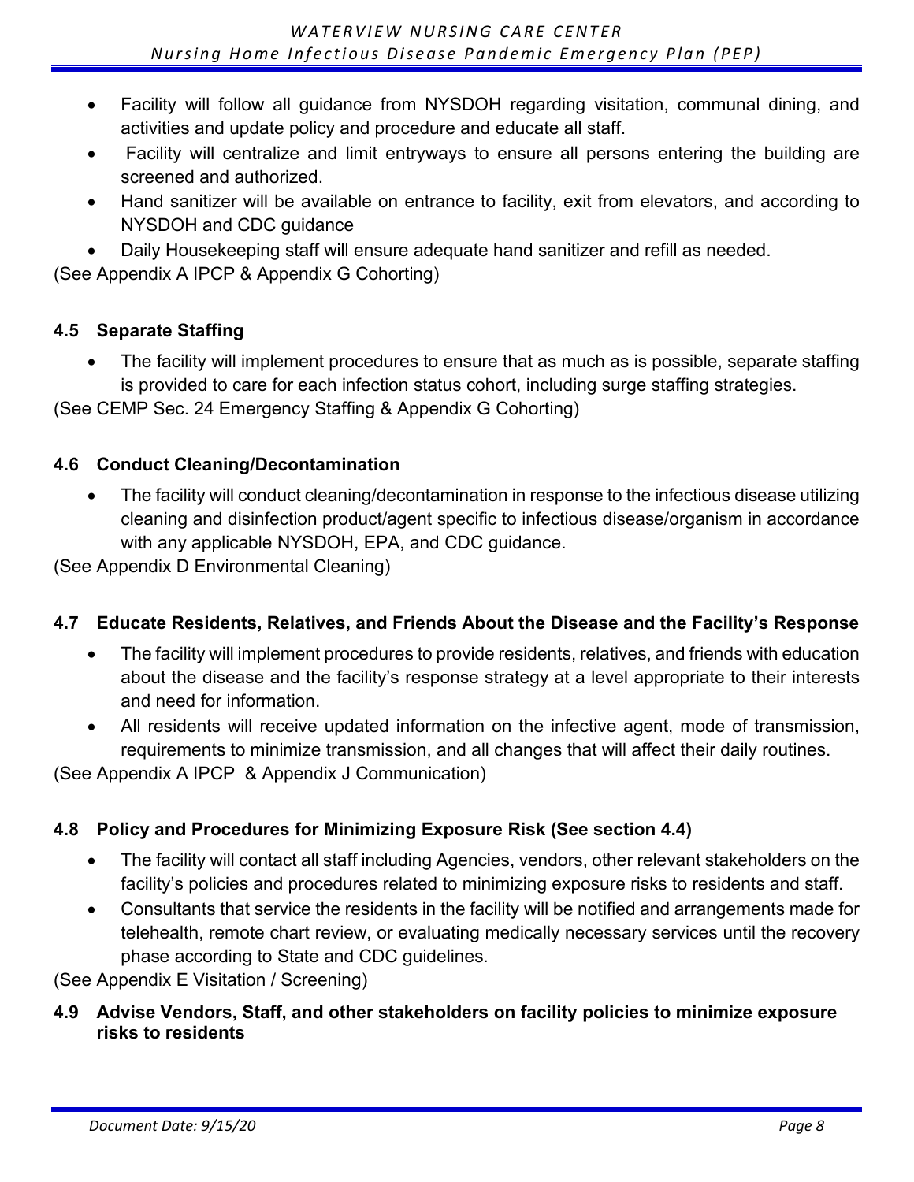- Facility will follow all guidance from NYSDOH regarding visitation, communal dining, and activities and update policy and procedure and educate all staff.
- Facility will centralize and limit entryways to ensure all persons entering the building are screened and authorized.
- Hand sanitizer will be available on entrance to facility, exit from elevators, and according to NYSDOH and CDC guidance
- Daily Housekeeping staff will ensure adequate hand sanitizer and refill as needed.

(See Appendix A IPCP & Appendix G Cohorting)

### 4.5 Separate Staffing

- The facility will implement procedures to ensure that as much as is possible, separate staffing is provided to care for each infection status cohort, including surge staffing strategies.

(See CEMP Sec. 24 Emergency Staffing & Appendix G Cohorting)

### 4.6 Conduct Cleaning/Decontamination

- The facility will conduct cleaning/decontamination in response to the infectious disease utilizing cleaning and disinfection product/agent specific to infectious disease/organism in accordance with any applicable NYSDOH, EPA, and CDC guidance.

(See Appendix D Environmental Cleaning)

### 4.7 Educate Residents, Relatives, and Friends About the Disease and the Facility's Response

- The facility will implement procedures to provide residents, relatives, and friends with education about the disease and the facility's response strategy at a level appropriate to their interests and need for information.
- All residents will receive updated information on the infective agent, mode of transmission, requirements to minimize transmission, and all changes that will affect their daily routines.

(See Appendix A IPCP & Appendix J Communication)

### 4.8 Policy and Procedures for Minimizing Exposure Risk (See section 4.4)

- The facility will contact all staff including Agencies, vendors, other relevant stakeholders on the facility's policies and procedures related to minimizing exposure risks to residents and staff.
- Consultants that service the residents in the facility will be notified and arrangements made for telehealth, remote chart review, or evaluating medically necessary services until the recovery phase according to State and CDC guidelines.

(See Appendix E Visitation / Screening)

### 4.9 Advise Vendors, Staff, and other stakeholders on facility policies to minimize exposure risks to residents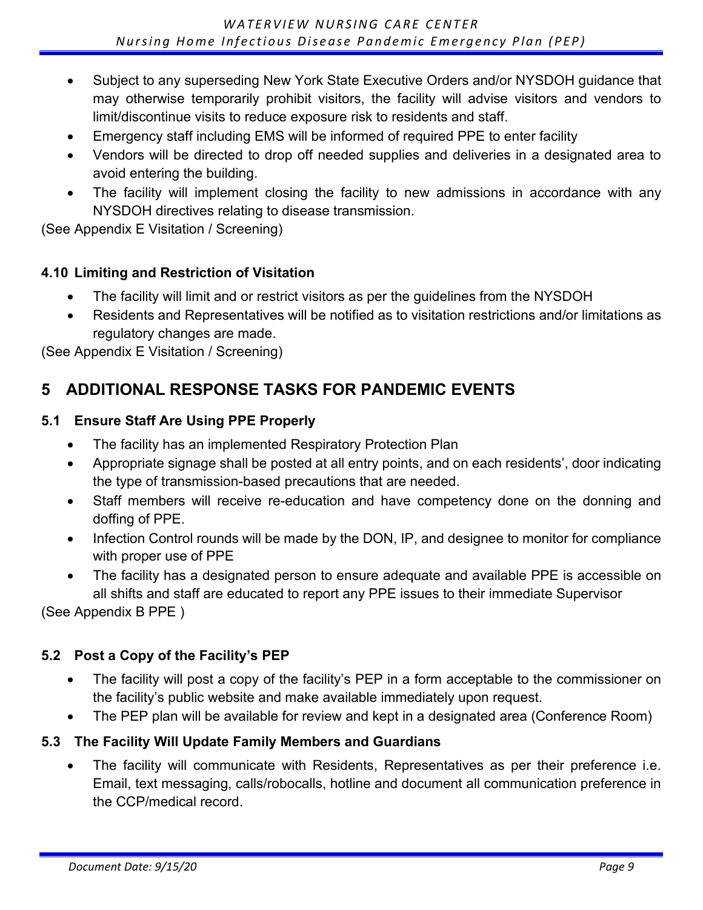- Subject to any superseding New York State Executive Orders and/or NYSDOH guidance that may otherwise temporarily prohibit visitors, the facility will advise visitors and vendors to limit/discontinue visits to reduce exposure risk to residents and staff.
- Emergency staff including EMS will be informed of required PPE to enter facility
- Vendors will be directed to drop off needed supplies and deliveries in a designated area to avoid entering the building.
- The facility will implement closing the facility to new admissions in accordance with any NYSDOH directives relating to disease transmission.

(See Appendix E Visitation / Screening)

### 4.10 Limiting and Restriction of Visitation

- The facility will limit and or restrict visitors as per the guidelines from the NYSDOH
- Residents and Representatives will be notified as to visitation restrictions and/or limitations as regulatory changes are made.

(See Appendix E Visitation / Screening)

## 5 ADDITIONAL RESPONSE TASKS FOR PANDEMIC EVENTS

### 5.1 Ensure Staff Are Using PPE Properly

- The facility has an implemented Respiratory Protection Plan
- Appropriate signage shall be posted at all entry points, and on each residents', door indicating the type of transmission-based precautions that are needed.
- Staff members will receive re-education and have competency done on the donning and doffing of PPE.
- Infection Control rounds will be made by the DON, IP, and designee to monitor for compliance with proper use of PPE
- The facility has a designated person to ensure adequate and available PPE is accessible on all shifts and staff are educated to report any PPE issues to their immediate Supervisor

(See Appendix B PPE )

### 5.2 Post a Copy of the Facility's PEP

- The facility will post a copy of the facility's PEP in a form acceptable to the commissioner on the facility's public website and make available immediately upon request.
- The PEP plan will be available for review and kept in a designated area (Conference Room)

### 5.3 The Facility Will Update Family Members and Guardians

- The facility will communicate with Residents, Representatives as per their preference i.e. Email, text messaging, calls/robocalls, hotline and document all communication preference in the CCP/medical record.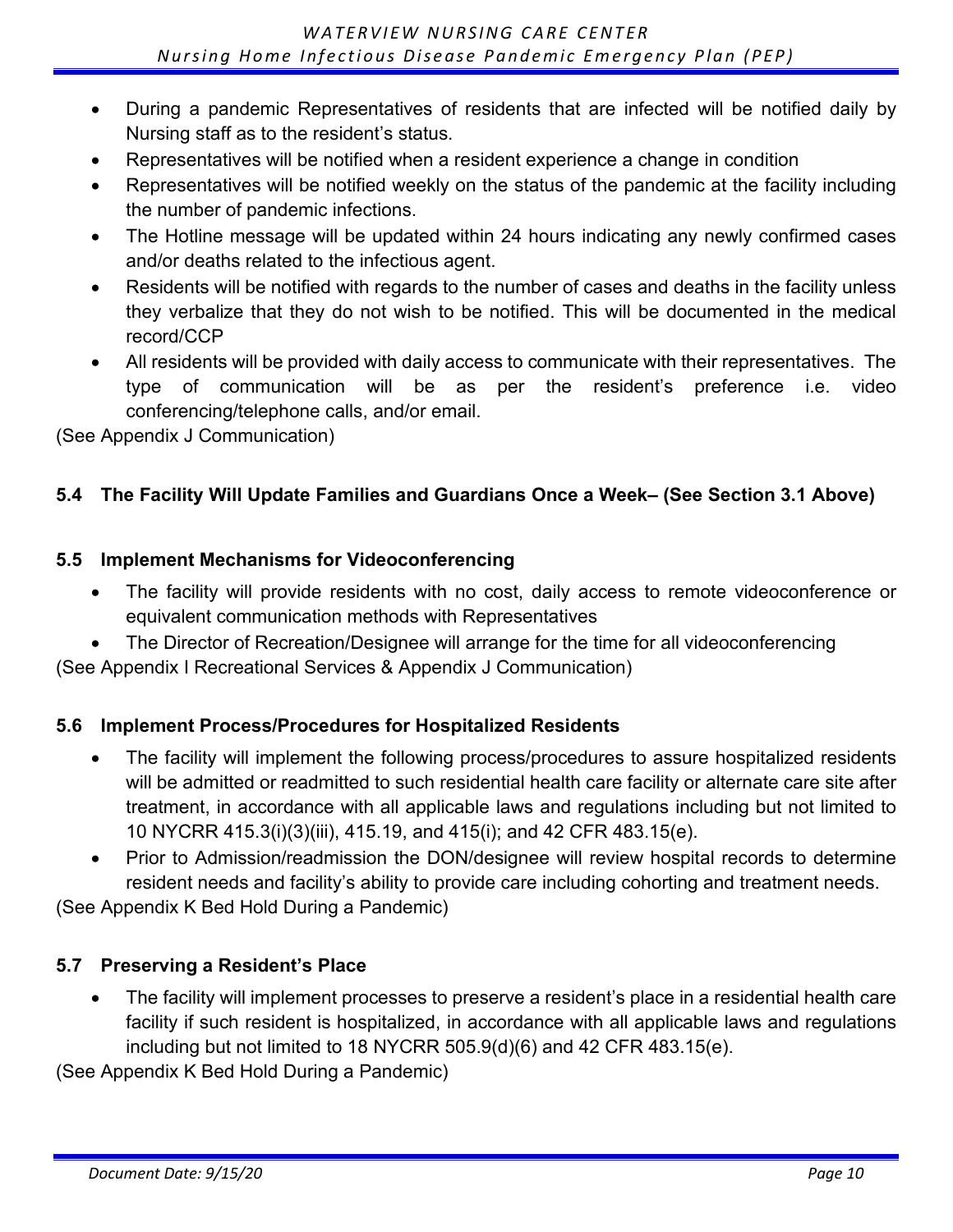- During a pandemic Representatives of residents that are infected will be notified daily by Nursing staff as to the resident's status.
- Representatives will be notified when a resident experience a change in condition
- Representatives will be notified weekly on the status of the pandemic at the facility including the number of pandemic infections.
- The Hotline message will be updated within 24 hours indicating any newly confirmed cases and/or deaths related to the infectious agent.
- Residents will be notified with regards to the number of cases and deaths in the facility unless they verbalize that they do not wish to be notified. This will be documented in the medical record/CCP
- All residents will be provided with daily access to communicate with their representatives. The type of communication will be as per the resident's preference i.e. video conferencing/telephone calls, and/or email.

(See Appendix J Communication)

### 5.4 The Facility Will Update Families and Guardians Once a Week– (See Section 3.1 Above)

### 5.5 Implement Mechanisms for Videoconferencing

- The facility will provide residents with no cost, daily access to remote videoconference or equivalent communication methods with Representatives
- The Director of Recreation/Designee will arrange for the time for all videoconferencing

(See Appendix I Recreational Services & Appendix J Communication)

### 5.6 Implement Process/Procedures for Hospitalized Residents

- The facility will implement the following process/procedures to assure hospitalized residents will be admitted or readmitted to such residential health care facility or alternate care site after treatment, in accordance with all applicable laws and regulations including but not limited to 10 NYCRR 415.3(i)(3)(iii), 415.19, and 415(i); and 42 CFR 483.15(e).
- Prior to Admission/readmission the DON/designee will review hospital records to determine resident needs and facility's ability to provide care including cohorting and treatment needs.

(See Appendix K Bed Hold During a Pandemic)

### 5.7 Preserving a Resident's Place

- The facility will implement processes to preserve a resident's place in a residential health care facility if such resident is hospitalized, in accordance with all applicable laws and regulations including but not limited to 18 NYCRR 505.9(d)(6) and 42 CFR 483.15(e).

(See Appendix K Bed Hold During a Pandemic)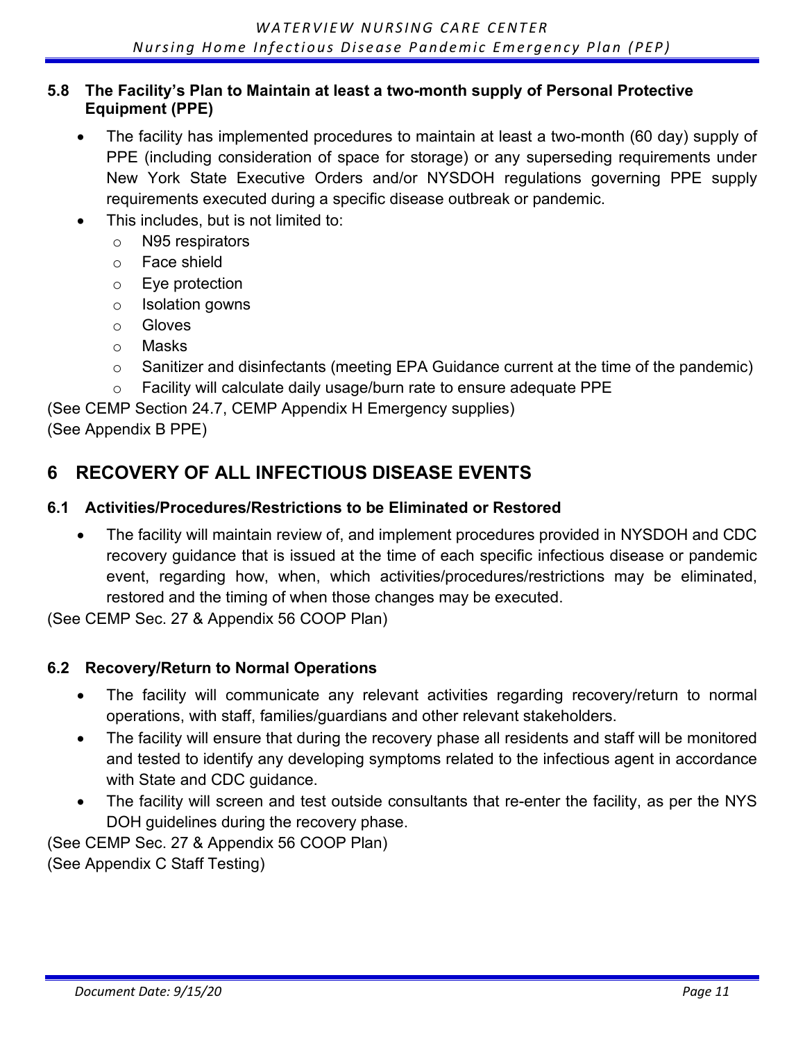### 5.8 The Facility's Plan to Maintain at least a two-month supply of Personal Protective Equipment (PPE)

- The facility has implemented procedures to maintain at least a two-month (60 day) supply of PPE (including consideration of space for storage) or any superseding requirements under New York State Executive Orders and/or NYSDOH regulations governing PPE supply requirements executed during a specific disease outbreak or pandemic.
- This includes, but is not limited to:
  - N95 respirators
  - Face shield
  - Eye protection
  - Isolation gowns
  - Gloves
  - Masks
  - Sanitizer and disinfectants (meeting EPA Guidance current at the time of the pandemic)
  - Facility will calculate daily usage/burn rate to ensure adequate PPE

(See CEMP Section 24.7, CEMP Appendix H Emergency supplies)
(See Appendix B PPE)

# 6 RECOVERY OF ALL INFECTIOUS DISEASE EVENTS

### 6.1 Activities/Procedures/Restrictions to be Eliminated or Restored

- The facility will maintain review of, and implement procedures provided in NYSDOH and CDC recovery guidance that is issued at the time of each specific infectious disease or pandemic event, regarding how, when, which activities/procedures/restrictions may be eliminated, restored and the timing of when those changes may be executed.

(See CEMP Sec. 27 & Appendix 56 COOP Plan)

### 6.2 Recovery/Return to Normal Operations

- The facility will communicate any relevant activities regarding recovery/return to normal operations, with staff, families/guardians and other relevant stakeholders.
- The facility will ensure that during the recovery phase all residents and staff will be monitored and tested to identify any developing symptoms related to the infectious agent in accordance with State and CDC guidance.
- The facility will screen and test outside consultants that re-enter the facility, as per the NYS DOH guidelines during the recovery phase.

(See CEMP Sec. 27 & Appendix 56 COOP Plan)
(See Appendix C Staff Testing)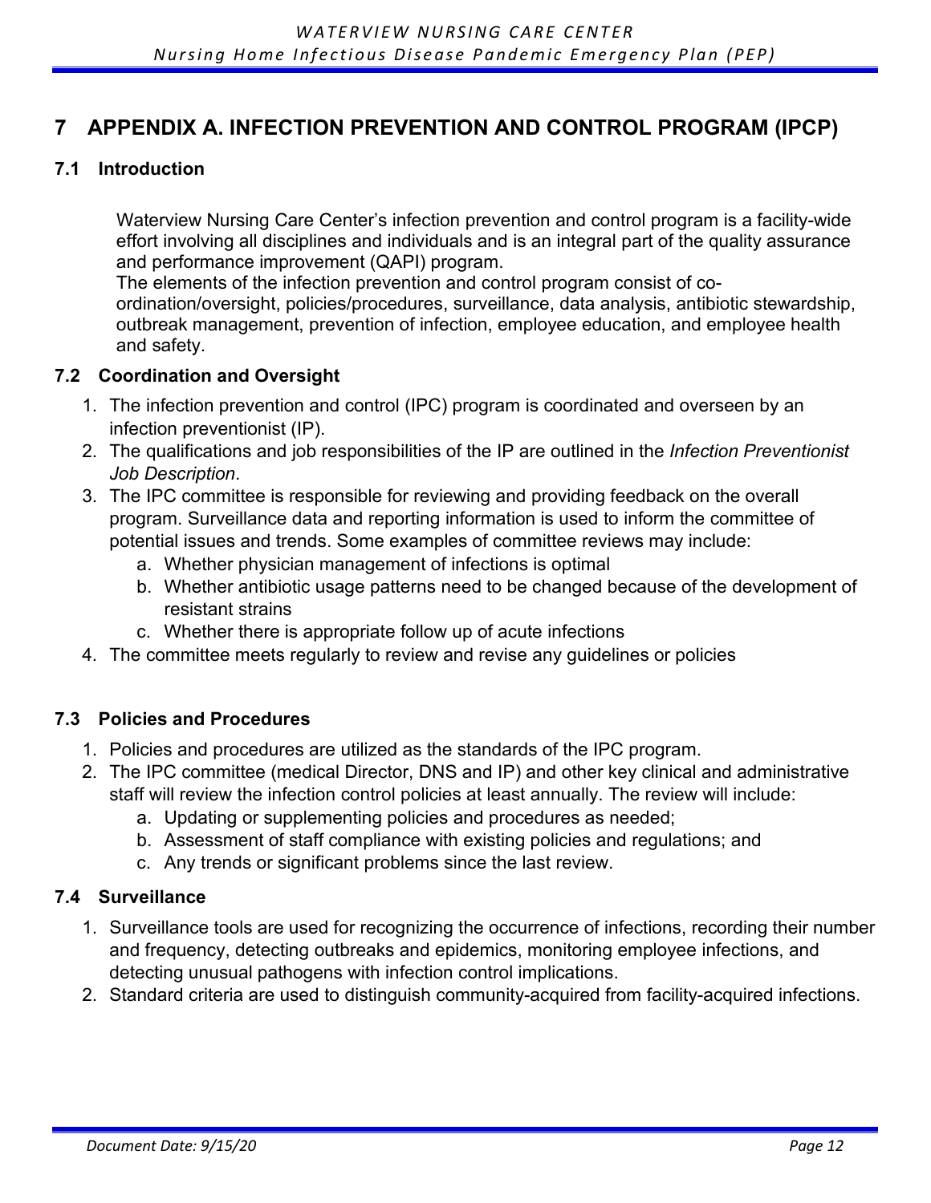# 7 APPENDIX A. INFECTION PREVENTION AND CONTROL PROGRAM (IPCP)

## 7.1 Introduction

Waterview Nursing Care Center's infection prevention and control program is a facility-wide effort involving all disciplines and individuals and is an integral part of the quality assurance and performance improvement (QAPI) program.
The elements of the infection prevention and control program consist of co-ordination/oversight, policies/procedures, surveillance, data analysis, antibiotic stewardship, outbreak management, prevention of infection, employee education, and employee health and safety.

## 7.2 Coordination and Oversight

1. The infection prevention and control (IPC) program is coordinated and overseen by an infection preventionist (IP).
2. The qualifications and job responsibilities of the IP are outlined in the *Infection Preventionist Job Description*.
3. The IPC committee is responsible for reviewing and providing feedback on the overall program. Surveillance data and reporting information is used to inform the committee of potential issues and trends. Some examples of committee reviews may include:
   a. Whether physician management of infections is optimal
   b. Whether antibiotic usage patterns need to be changed because of the development of resistant strains
   c. Whether there is appropriate follow up of acute infections
4. The committee meets regularly to review and revise any guidelines or policies

## 7.3 Policies and Procedures

1. Policies and procedures are utilized as the standards of the IPC program.
2. The IPC committee (medical Director, DNS and IP) and other key clinical and administrative staff will review the infection control policies at least annually. The review will include:
   a. Updating or supplementing policies and procedures as needed;
   b. Assessment of staff compliance with existing policies and regulations; and
   c. Any trends or significant problems since the last review.

## 7.4 Surveillance

1. Surveillance tools are used for recognizing the occurrence of infections, recording their number and frequency, detecting outbreaks and epidemics, monitoring employee infections, and detecting unusual pathogens with infection control implications.
2. Standard criteria are used to distinguish community-acquired from facility-acquired infections.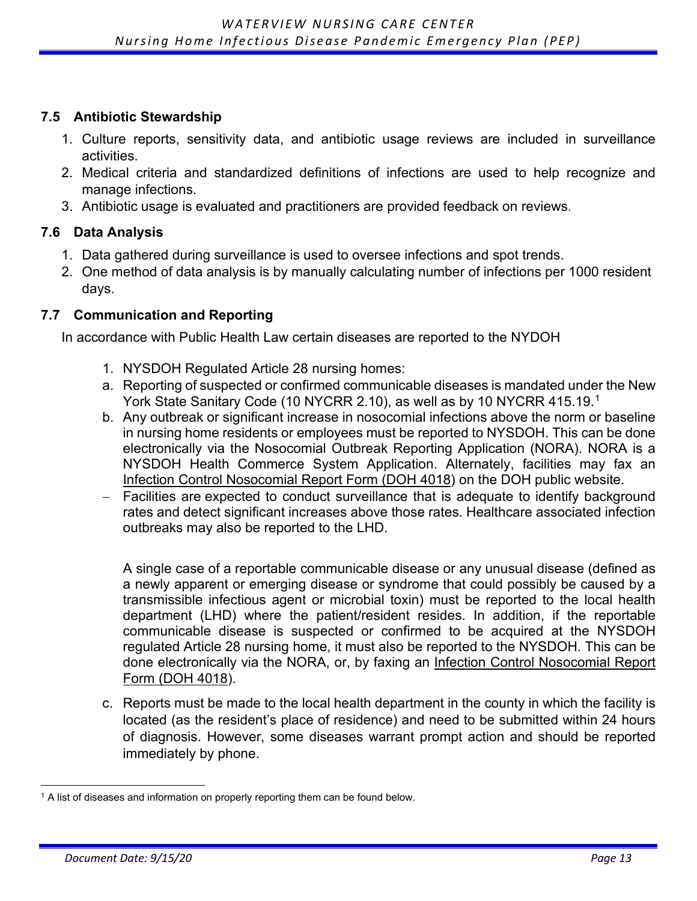### 7.5 Antibiotic Stewardship

1. Culture reports, sensitivity data, and antibiotic usage reviews are included in surveillance activities.
2. Medical criteria and standardized definitions of infections are used to help recognize and manage infections.
3. Antibiotic usage is evaluated and practitioners are provided feedback on reviews.

### 7.6 Data Analysis

1. Data gathered during surveillance is used to oversee infections and spot trends.
2. One method of data analysis is by manually calculating number of infections per 1000 resident days.

### 7.7 Communication and Reporting

In accordance with Public Health Law certain diseases are reported to the NYDOH

1. NYSDOH Regulated Article 28 nursing homes:

a. Reporting of suspected or confirmed communicable diseases is mandated under the New York State Sanitary Code (10 NYCRR 2.10), as well as by 10 NYCRR 415.19.[1]

b. Any outbreak or significant increase in nosocomial infections above the norm or baseline in nursing home residents or employees must be reported to NYSDOH. This can be done electronically via the Nosocomial Outbreak Reporting Application (NORA). NORA is a NYSDOH Health Commerce System Application. Alternately, facilities may fax an Infection Control Nosocomial Report Form (DOH 4018) on the DOH public website.

– Facilities are expected to conduct surveillance that is adequate to identify background rates and detect significant increases above those rates. Healthcare associated infection outbreaks may also be reported to the LHD.

A single case of a reportable communicable disease or any unusual disease (defined as a newly apparent or emerging disease or syndrome that could possibly be caused by a transmissible infectious agent or microbial toxin) must be reported to the local health department (LHD) where the patient/resident resides. In addition, if the reportable communicable disease is suspected or confirmed to be acquired at the NYSDOH regulated Article 28 nursing home, it must also be reported to the NYSDOH. This can be done electronically via the NORA, or, by faxing an Infection Control Nosocomial Report Form (DOH 4018).

c. Reports must be made to the local health department in the county in which the facility is located (as the resident's place of residence) and need to be submitted within 24 hours of diagnosis. However, some diseases warrant prompt action and should be reported immediately by phone.

[1] A list of diseases and information on properly reporting them can be found below.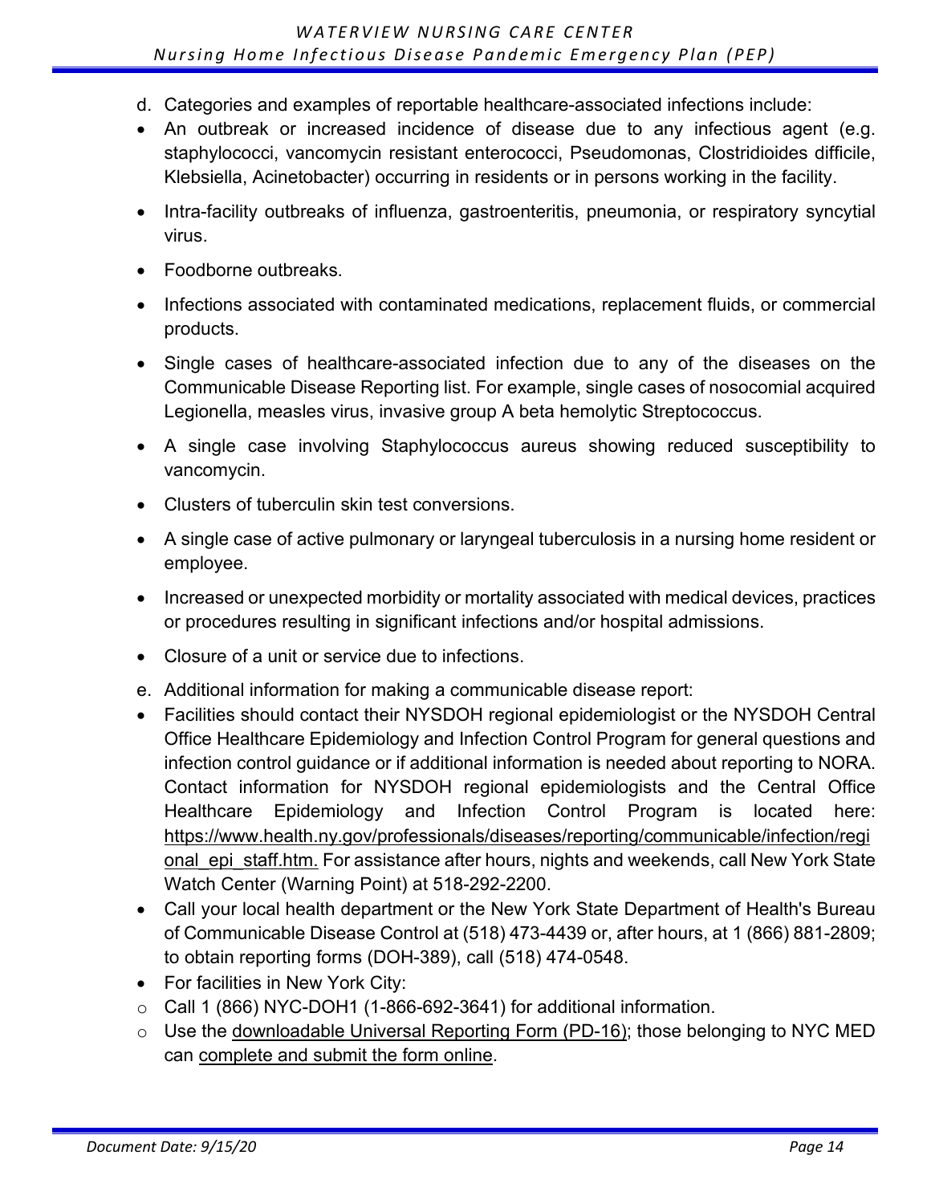d. Categories and examples of reportable healthcare-associated infections include:

- An outbreak or increased incidence of disease due to any infectious agent (e.g. staphylococci, vancomycin resistant enterococci, Pseudomonas, Clostridioides difficile, Klebsiella, Acinetobacter) occurring in residents or in persons working in the facility.
- Intra-facility outbreaks of influenza, gastroenteritis, pneumonia, or respiratory syncytial virus.
- Foodborne outbreaks.
- Infections associated with contaminated medications, replacement fluids, or commercial products.
- Single cases of healthcare-associated infection due to any of the diseases on the Communicable Disease Reporting list. For example, single cases of nosocomial acquired Legionella, measles virus, invasive group A beta hemolytic Streptococcus.
- A single case involving Staphylococcus aureus showing reduced susceptibility to vancomycin.
- Clusters of tuberculin skin test conversions.
- A single case of active pulmonary or laryngeal tuberculosis in a nursing home resident or employee.
- Increased or unexpected morbidity or mortality associated with medical devices, practices or procedures resulting in significant infections and/or hospital admissions.
- Closure of a unit or service due to infections.

e. Additional information for making a communicable disease report:

- Facilities should contact their NYSDOH regional epidemiologist or the NYSDOH Central Office Healthcare Epidemiology and Infection Control Program for general questions and infection control guidance or if additional information is needed about reporting to NORA. Contact information for NYSDOH regional epidemiologists and the Central Office Healthcare Epidemiology and Infection Control Program is located here: https://www.health.ny.gov/professionals/diseases/reporting/communicable/infection/regional_epi_staff.htm. For assistance after hours, nights and weekends, call New York State Watch Center (Warning Point) at 518-292-2200.
- Call your local health department or the New York State Department of Health's Bureau of Communicable Disease Control at (518) 473-4439 or, after hours, at 1 (866) 881-2809; to obtain reporting forms (DOH-389), call (518) 474-0548.
- For facilities in New York City:
  - Call 1 (866) NYC-DOH1 (1-866-692-3641) for additional information.
  - Use the downloadable Universal Reporting Form (PD-16); those belonging to NYC MED can complete and submit the form online.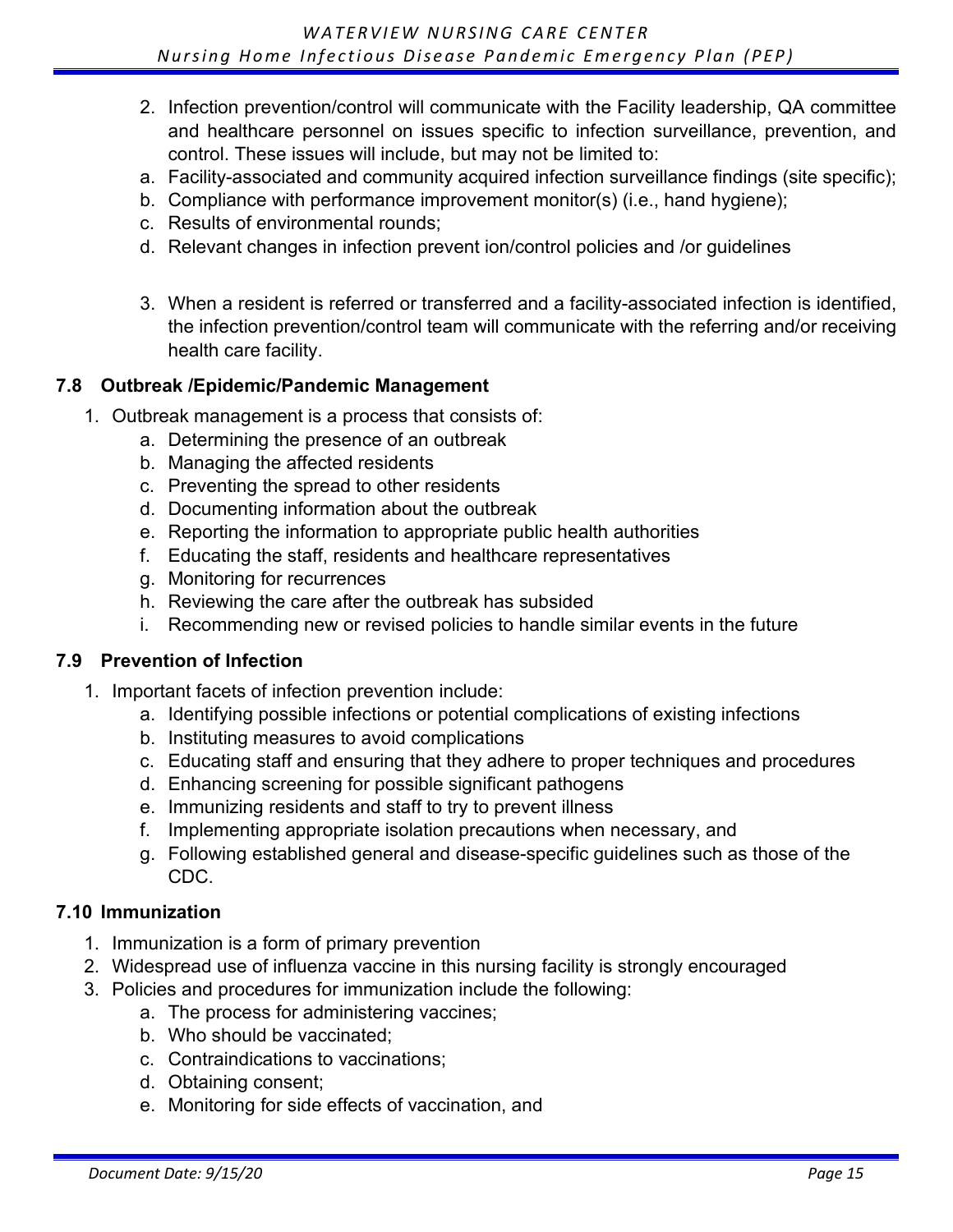2. Infection prevention/control will communicate with the Facility leadership, QA committee and healthcare personnel on issues specific to infection surveillance, prevention, and control. These issues will include, but may not be limited to:
   a. Facility-associated and community acquired infection surveillance findings (site specific);
   b. Compliance with performance improvement monitor(s) (i.e., hand hygiene);
   c. Results of environmental rounds;
   d. Relevant changes in infection prevent ion/control policies and /or guidelines

3. When a resident is referred or transferred and a facility-associated infection is identified, the infection prevention/control team will communicate with the referring and/or receiving health care facility.

### 7.8 Outbreak /Epidemic/Pandemic Management

1. Outbreak management is a process that consists of:
   a. Determining the presence of an outbreak
   b. Managing the affected residents
   c. Preventing the spread to other residents
   d. Documenting information about the outbreak
   e. Reporting the information to appropriate public health authorities
   f. Educating the staff, residents and healthcare representatives
   g. Monitoring for recurrences
   h. Reviewing the care after the outbreak has subsided
   i. Recommending new or revised policies to handle similar events in the future

### 7.9 Prevention of Infection

1. Important facets of infection prevention include:
   a. Identifying possible infections or potential complications of existing infections
   b. Instituting measures to avoid complications
   c. Educating staff and ensuring that they adhere to proper techniques and procedures
   d. Enhancing screening for possible significant pathogens
   e. Immunizing residents and staff to try to prevent illness
   f. Implementing appropriate isolation precautions when necessary, and
   g. Following established general and disease-specific guidelines such as those of the CDC.

### 7.10 Immunization

1. Immunization is a form of primary prevention
2. Widespread use of influenza vaccine in this nursing facility is strongly encouraged
3. Policies and procedures for immunization include the following:
   a. The process for administering vaccines;
   b. Who should be vaccinated;
   c. Contraindications to vaccinations;
   d. Obtaining consent;
   e. Monitoring for side effects of vaccination, and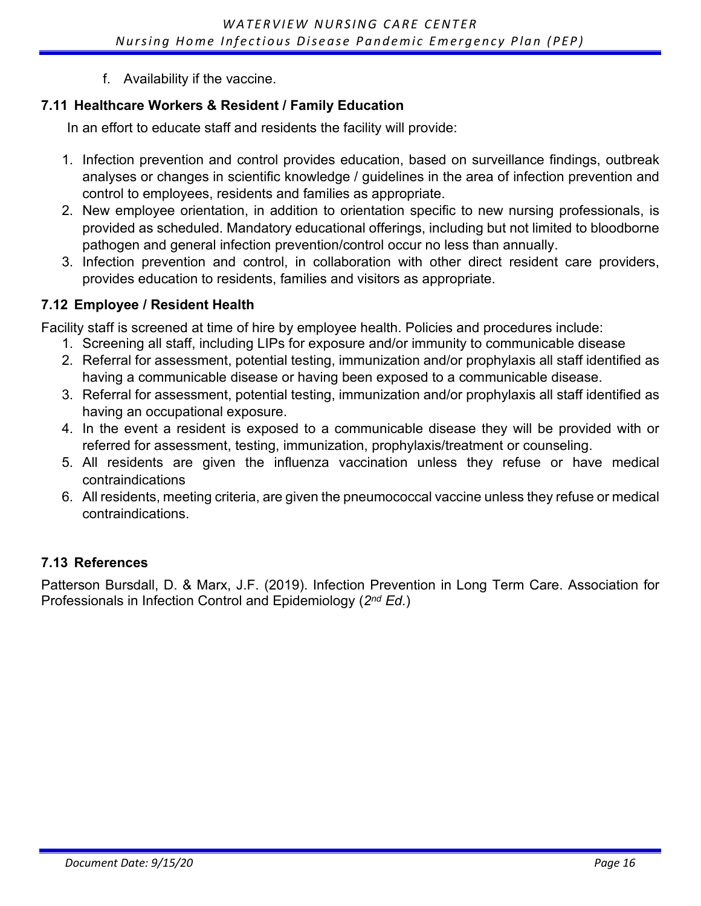f. Availability if the vaccine.

### 7.11 Healthcare Workers & Resident / Family Education

In an effort to educate staff and residents the facility will provide:

1. Infection prevention and control provides education, based on surveillance findings, outbreak analyses or changes in scientific knowledge / guidelines in the area of infection prevention and control to employees, residents and families as appropriate.
2. New employee orientation, in addition to orientation specific to new nursing professionals, is provided as scheduled. Mandatory educational offerings, including but not limited to bloodborne pathogen and general infection prevention/control occur no less than annually.
3. Infection prevention and control, in collaboration with other direct resident care providers, provides education to residents, families and visitors as appropriate.

### 7.12 Employee / Resident Health

Facility staff is screened at time of hire by employee health. Policies and procedures include:

1. Screening all staff, including LIPs for exposure and/or immunity to communicable disease
2. Referral for assessment, potential testing, immunization and/or prophylaxis all staff identified as having a communicable disease or having been exposed to a communicable disease.
3. Referral for assessment, potential testing, immunization and/or prophylaxis all staff identified as having an occupational exposure.
4. In the event a resident is exposed to a communicable disease they will be provided with or referred for assessment, testing, immunization, prophylaxis/treatment or counseling.
5. All residents are given the influenza vaccination unless they refuse or have medical contraindications
6. All residents, meeting criteria, are given the pneumococcal vaccine unless they refuse or medical contraindications.

### 7.13 References

Patterson Bursdall, D. & Marx, J.F. (2019). Infection Prevention in Long Term Care. Association for Professionals in Infection Control and Epidemiology (*2nd Ed.*)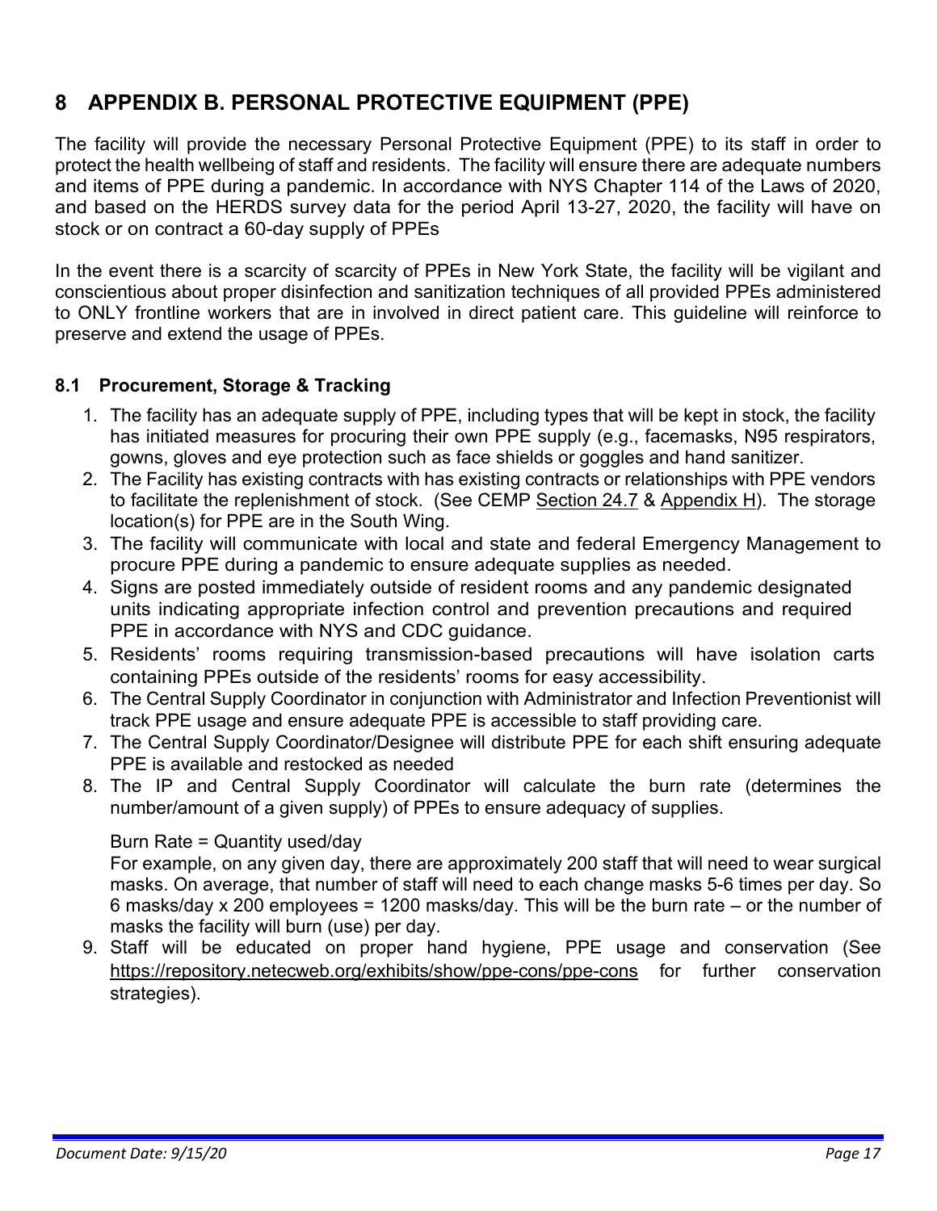# 8 APPENDIX B. PERSONAL PROTECTIVE EQUIPMENT (PPE)

The facility will provide the necessary Personal Protective Equipment (PPE) to its staff in order to protect the health wellbeing of staff and residents. The facility will ensure there are adequate numbers and items of PPE during a pandemic. In accordance with NYS Chapter 114 of the Laws of 2020, and based on the HERDS survey data for the period April 13-27, 2020, the facility will have on stock or on contract a 60-day supply of PPEs

In the event there is a scarcity of scarcity of PPEs in New York State, the facility will be vigilant and conscientious about proper disinfection and sanitization techniques of all provided PPEs administered to ONLY frontline workers that are in involved in direct patient care. This guideline will reinforce to preserve and extend the usage of PPEs.

## 8.1 Procurement, Storage & Tracking

1. The facility has an adequate supply of PPE, including types that will be kept in stock, the facility has initiated measures for procuring their own PPE supply (e.g., facemasks, N95 respirators, gowns, gloves and eye protection such as face shields or goggles and hand sanitizer.
2. The Facility has existing contracts with has existing contracts or relationships with PPE vendors to facilitate the replenishment of stock. (See CEMP Section 24.7 & Appendix H). The storage location(s) for PPE are in the South Wing.
3. The facility will communicate with local and state and federal Emergency Management to procure PPE during a pandemic to ensure adequate supplies as needed.
4. Signs are posted immediately outside of resident rooms and any pandemic designated units indicating appropriate infection control and prevention precautions and required PPE in accordance with NYS and CDC guidance.
5. Residents' rooms requiring transmission-based precautions will have isolation carts containing PPEs outside of the residents' rooms for easy accessibility.
6. The Central Supply Coordinator in conjunction with Administrator and Infection Preventionist will track PPE usage and ensure adequate PPE is accessible to staff providing care.
7. The Central Supply Coordinator/Designee will distribute PPE for each shift ensuring adequate PPE is available and restocked as needed
8. The IP and Central Supply Coordinator will calculate the burn rate (determines the number/amount of a given supply) of PPEs to ensure adequacy of supplies.

   Burn Rate = Quantity used/day

   For example, on any given day, there are approximately 200 staff that will need to wear surgical masks. On average, that number of staff will need to each change masks 5-6 times per day. So 6 masks/day x 200 employees = 1200 masks/day. This will be the burn rate – or the number of masks the facility will burn (use) per day.
9. Staff will be educated on proper hand hygiene, PPE usage and conservation (See https://repository.netecweb.org/exhibits/show/ppe-cons/ppe-cons for further conservation strategies).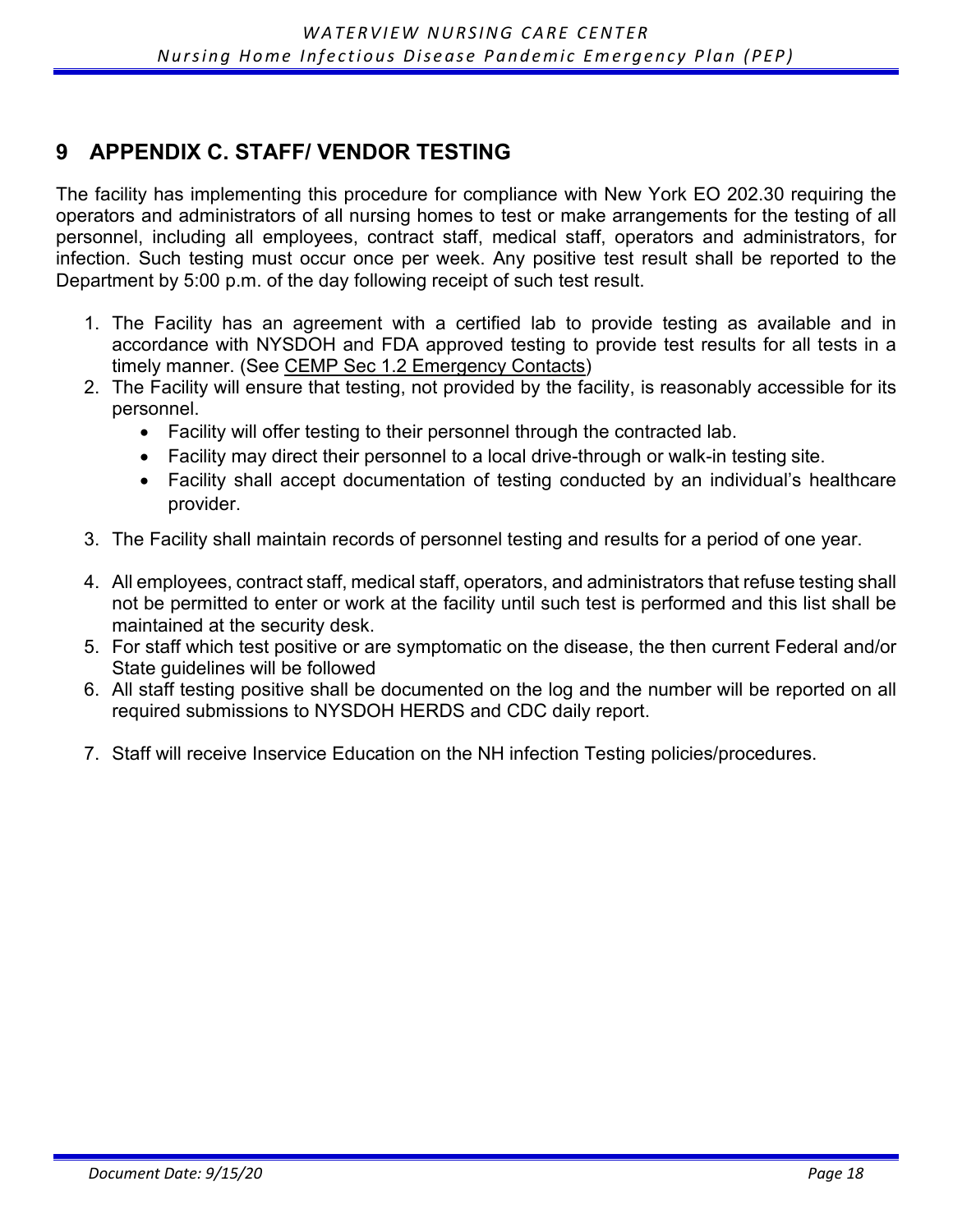# 9 APPENDIX C. STAFF/ VENDOR TESTING

The facility has implementing this procedure for compliance with New York EO 202.30 requiring the operators and administrators of all nursing homes to test or make arrangements for the testing of all personnel, including all employees, contract staff, medical staff, operators and administrators, for infection. Such testing must occur once per week. Any positive test result shall be reported to the Department by 5:00 p.m. of the day following receipt of such test result.

1. The Facility has an agreement with a certified lab to provide testing as available and in accordance with NYSDOH and FDA approved testing to provide test results for all tests in a timely manner. (See CEMP Sec 1.2 Emergency Contacts)
2. The Facility will ensure that testing, not provided by the facility, is reasonably accessible for its personnel.
   - Facility will offer testing to their personnel through the contracted lab.
   - Facility may direct their personnel to a local drive-through or walk-in testing site.
   - Facility shall accept documentation of testing conducted by an individual's healthcare provider.
3. The Facility shall maintain records of personnel testing and results for a period of one year.
4. All employees, contract staff, medical staff, operators, and administrators that refuse testing shall not be permitted to enter or work at the facility until such test is performed and this list shall be maintained at the security desk.
5. For staff which test positive or are symptomatic on the disease, the then current Federal and/or State guidelines will be followed
6. All staff testing positive shall be documented on the log and the number will be reported on all required submissions to NYSDOH HERDS and CDC daily report.
7. Staff will receive Inservice Education on the NH infection Testing policies/procedures.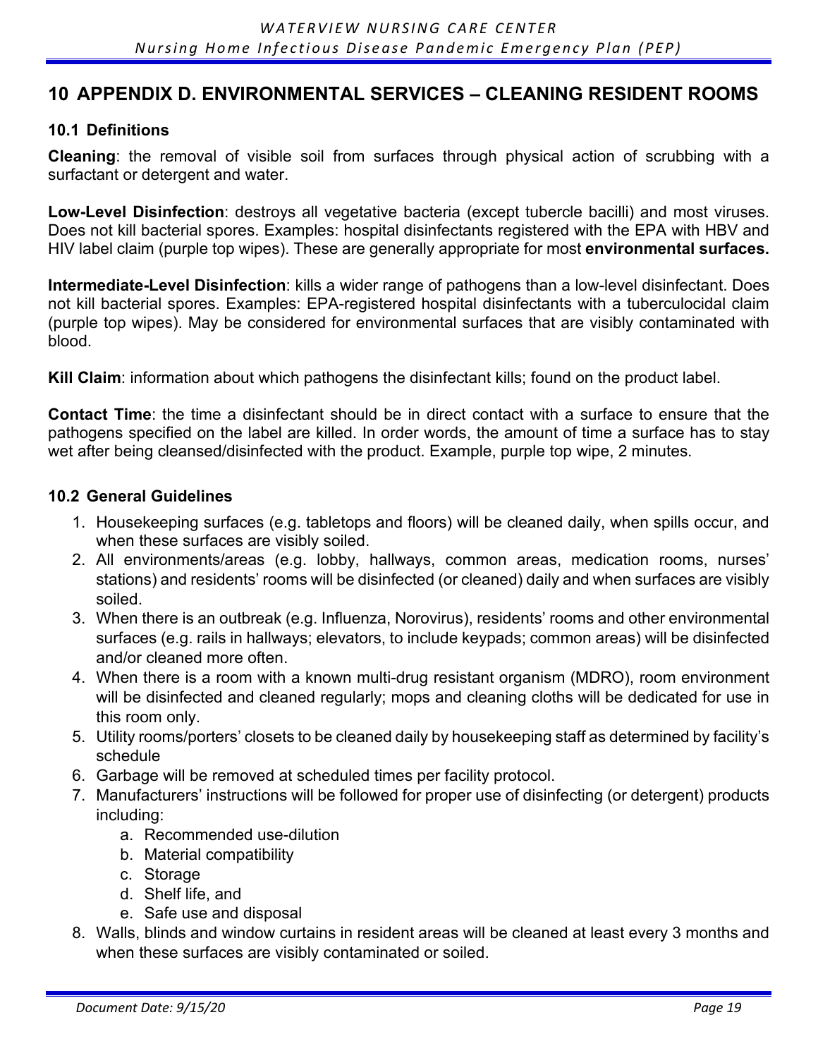# 10 APPENDIX D. ENVIRONMENTAL SERVICES – CLEANING RESIDENT ROOMS

## 10.1 Definitions

**Cleaning**: the removal of visible soil from surfaces through physical action of scrubbing with a surfactant or detergent and water.

**Low-Level Disinfection**: destroys all vegetative bacteria (except tubercle bacilli) and most viruses. Does not kill bacterial spores. Examples: hospital disinfectants registered with the EPA with HBV and HIV label claim (purple top wipes). These are generally appropriate for most **environmental surfaces.**

**Intermediate-Level Disinfection**: kills a wider range of pathogens than a low-level disinfectant. Does not kill bacterial spores. Examples: EPA-registered hospital disinfectants with a tuberculocidal claim (purple top wipes). May be considered for environmental surfaces that are visibly contaminated with blood.

**Kill Claim**: information about which pathogens the disinfectant kills; found on the product label.

**Contact Time**: the time a disinfectant should be in direct contact with a surface to ensure that the pathogens specified on the label are killed. In order words, the amount of time a surface has to stay wet after being cleansed/disinfected with the product. Example, purple top wipe, 2 minutes.

## 10.2 General Guidelines

1. Housekeeping surfaces (e.g. tabletops and floors) will be cleaned daily, when spills occur, and when these surfaces are visibly soiled.
2. All environments/areas (e.g. lobby, hallways, common areas, medication rooms, nurses' stations) and residents' rooms will be disinfected (or cleaned) daily and when surfaces are visibly soiled.
3. When there is an outbreak (e.g. Influenza, Norovirus), residents' rooms and other environmental surfaces (e.g. rails in hallways; elevators, to include keypads; common areas) will be disinfected and/or cleaned more often.
4. When there is a room with a known multi-drug resistant organism (MDRO), room environment will be disinfected and cleaned regularly; mops and cleaning cloths will be dedicated for use in this room only.
5. Utility rooms/porters' closets to be cleaned daily by housekeeping staff as determined by facility's schedule
6. Garbage will be removed at scheduled times per facility protocol.
7. Manufacturers' instructions will be followed for proper use of disinfecting (or detergent) products including:
   a. Recommended use-dilution
   b. Material compatibility
   c. Storage
   d. Shelf life, and
   e. Safe use and disposal
8. Walls, blinds and window curtains in resident areas will be cleaned at least every 3 months and when these surfaces are visibly contaminated or soiled.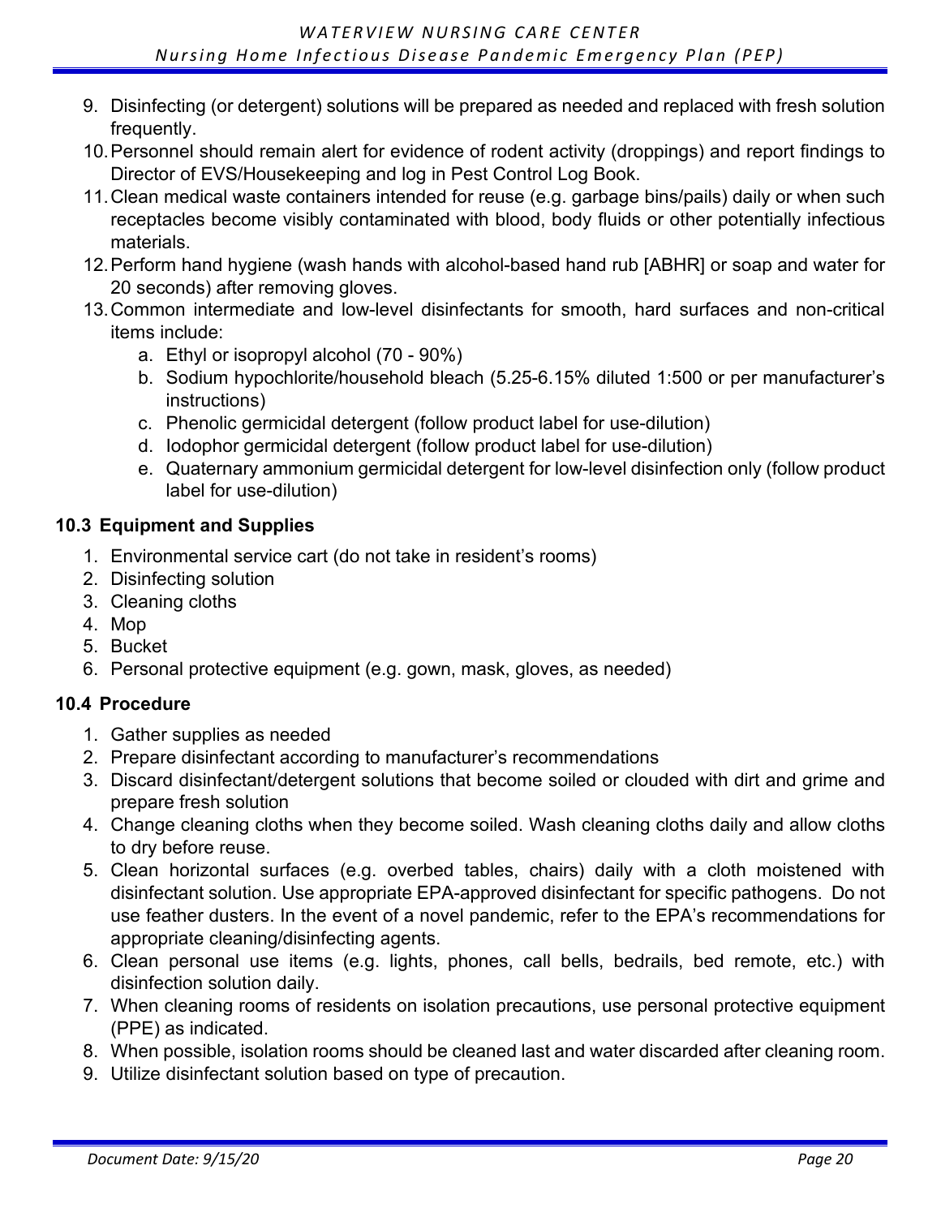9. Disinfecting (or detergent) solutions will be prepared as needed and replaced with fresh solution frequently.
10. Personnel should remain alert for evidence of rodent activity (droppings) and report findings to Director of EVS/Housekeeping and log in Pest Control Log Book.
11. Clean medical waste containers intended for reuse (e.g. garbage bins/pails) daily or when such receptacles become visibly contaminated with blood, body fluids or other potentially infectious materials.
12. Perform hand hygiene (wash hands with alcohol-based hand rub [ABHR] or soap and water for 20 seconds) after removing gloves.
13. Common intermediate and low-level disinfectants for smooth, hard surfaces and non-critical items include:
    a. Ethyl or isopropyl alcohol (70 - 90%)
    b. Sodium hypochlorite/household bleach (5.25-6.15% diluted 1:500 or per manufacturer's instructions)
    c. Phenolic germicidal detergent (follow product label for use-dilution)
    d. Iodophor germicidal detergent (follow product label for use-dilution)
    e. Quaternary ammonium germicidal detergent for low-level disinfection only (follow product label for use-dilution)

### 10.3 Equipment and Supplies

1. Environmental service cart (do not take in resident's rooms)
2. Disinfecting solution
3. Cleaning cloths
4. Mop
5. Bucket
6. Personal protective equipment (e.g. gown, mask, gloves, as needed)

### 10.4 Procedure

1. Gather supplies as needed
2. Prepare disinfectant according to manufacturer's recommendations
3. Discard disinfectant/detergent solutions that become soiled or clouded with dirt and grime and prepare fresh solution
4. Change cleaning cloths when they become soiled. Wash cleaning cloths daily and allow cloths to dry before reuse.
5. Clean horizontal surfaces (e.g. overbed tables, chairs) daily with a cloth moistened with disinfectant solution. Use appropriate EPA-approved disinfectant for specific pathogens. Do not use feather dusters. In the event of a novel pandemic, refer to the EPA's recommendations for appropriate cleaning/disinfecting agents.
6. Clean personal use items (e.g. lights, phones, call bells, bedrails, bed remote, etc.) with disinfection solution daily.
7. When cleaning rooms of residents on isolation precautions, use personal protective equipment (PPE) as indicated.
8. When possible, isolation rooms should be cleaned last and water discarded after cleaning room.
9. Utilize disinfectant solution based on type of precaution.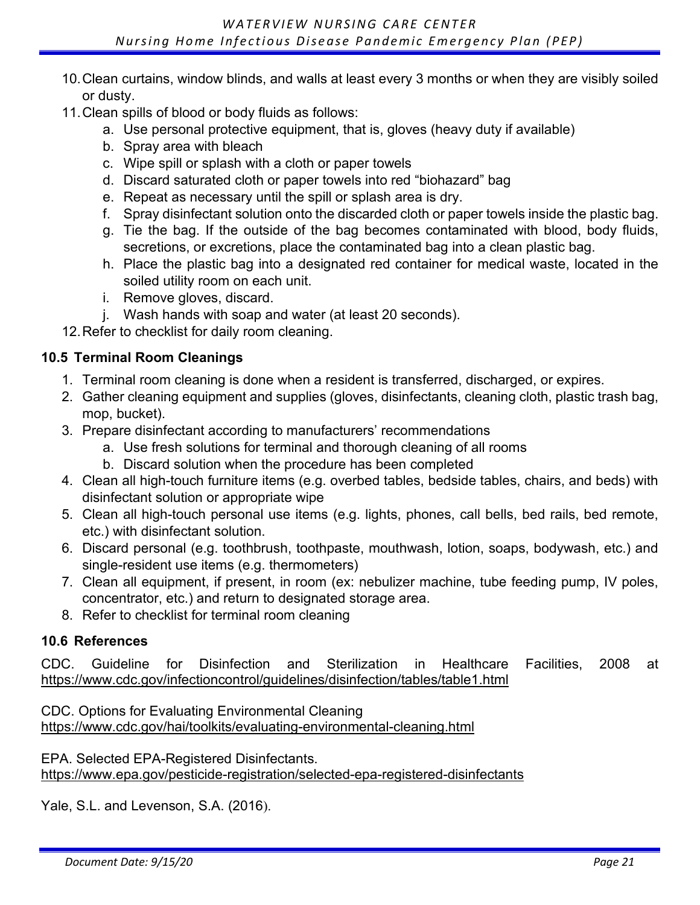10. Clean curtains, window blinds, and walls at least every 3 months or when they are visibly soiled or dusty.
11. Clean spills of blood or body fluids as follows:
    a. Use personal protective equipment, that is, gloves (heavy duty if available)
    b. Spray area with bleach
    c. Wipe spill or splash with a cloth or paper towels
    d. Discard saturated cloth or paper towels into red "biohazard" bag
    e. Repeat as necessary until the spill or splash area is dry.
    f. Spray disinfectant solution onto the discarded cloth or paper towels inside the plastic bag.
    g. Tie the bag. If the outside of the bag becomes contaminated with blood, body fluids, secretions, or excretions, place the contaminated bag into a clean plastic bag.
    h. Place the plastic bag into a designated red container for medical waste, located in the soiled utility room on each unit.
    i. Remove gloves, discard.
    j. Wash hands with soap and water (at least 20 seconds).
12. Refer to checklist for daily room cleaning.

### 10.5 Terminal Room Cleanings

1. Terminal room cleaning is done when a resident is transferred, discharged, or expires.
2. Gather cleaning equipment and supplies (gloves, disinfectants, cleaning cloth, plastic trash bag, mop, bucket).
3. Prepare disinfectant according to manufacturers' recommendations
    a. Use fresh solutions for terminal and thorough cleaning of all rooms
    b. Discard solution when the procedure has been completed
4. Clean all high-touch furniture items (e.g. overbed tables, bedside tables, chairs, and beds) with disinfectant solution or appropriate wipe
5. Clean all high-touch personal use items (e.g. lights, phones, call bells, bed rails, bed remote, etc.) with disinfectant solution.
6. Discard personal (e.g. toothbrush, toothpaste, mouthwash, lotion, soaps, bodywash, etc.) and single-resident use items (e.g. thermometers)
7. Clean all equipment, if present, in room (ex: nebulizer machine, tube feeding pump, IV poles, concentrator, etc.) and return to designated storage area.
8. Refer to checklist for terminal room cleaning

### 10.6 References

CDC. Guideline for Disinfection and Sterilization in Healthcare Facilities, 2008 at https://www.cdc.gov/infectioncontrol/guidelines/disinfection/tables/table1.html

CDC. Options for Evaluating Environmental Cleaning
https://www.cdc.gov/hai/toolkits/evaluating-environmental-cleaning.html

EPA. Selected EPA-Registered Disinfectants.
https://www.epa.gov/pesticide-registration/selected-epa-registered-disinfectants

Yale, S.L. and Levenson, S.A. (2016).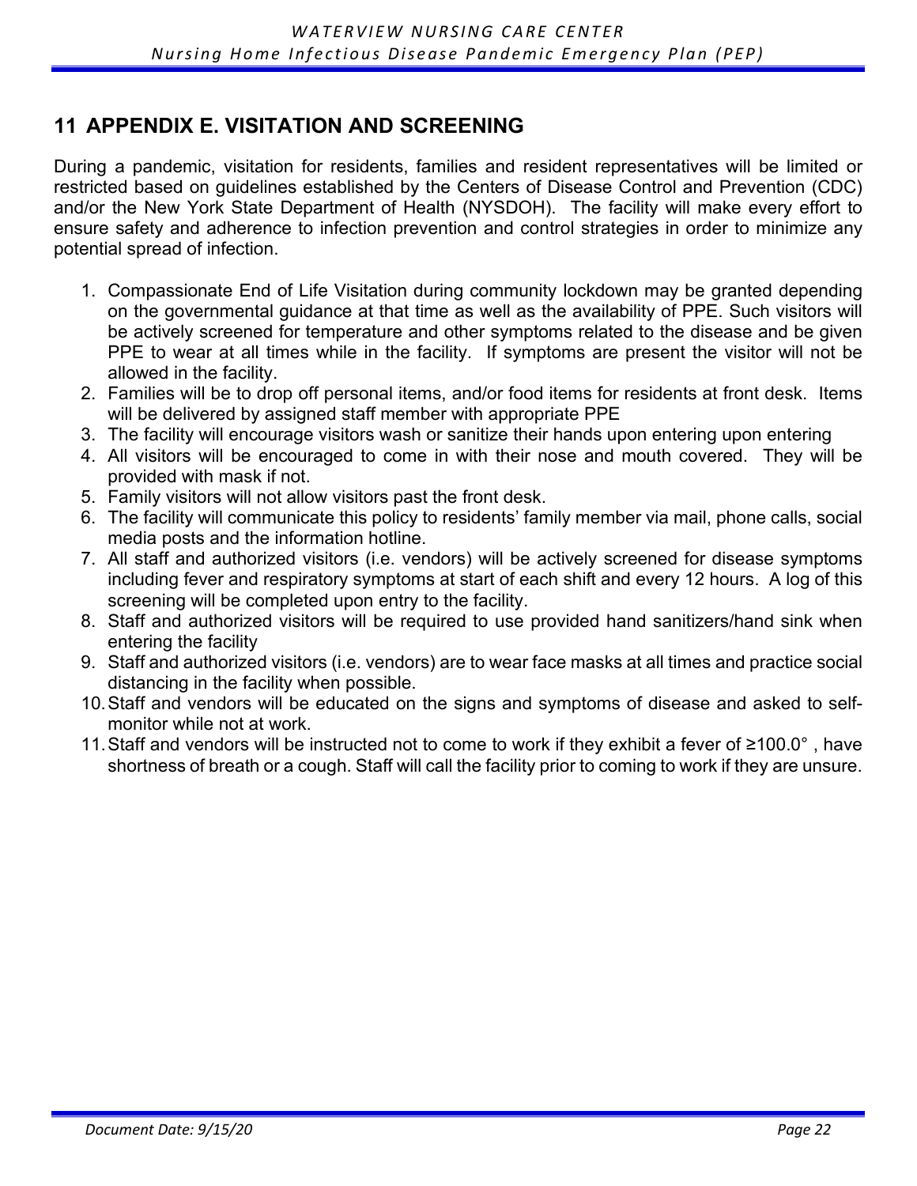## 11 APPENDIX E. VISITATION AND SCREENING

During a pandemic, visitation for residents, families and resident representatives will be limited or restricted based on guidelines established by the Centers of Disease Control and Prevention (CDC) and/or the New York State Department of Health (NYSDOH). The facility will make every effort to ensure safety and adherence to infection prevention and control strategies in order to minimize any potential spread of infection.

1. Compassionate End of Life Visitation during community lockdown may be granted depending on the governmental guidance at that time as well as the availability of PPE. Such visitors will be actively screened for temperature and other symptoms related to the disease and be given PPE to wear at all times while in the facility. If symptoms are present the visitor will not be allowed in the facility.
2. Families will be to drop off personal items, and/or food items for residents at front desk. Items will be delivered by assigned staff member with appropriate PPE
3. The facility will encourage visitors wash or sanitize their hands upon entering upon entering
4. All visitors will be encouraged to come in with their nose and mouth covered. They will be provided with mask if not.
5. Family visitors will not allow visitors past the front desk.
6. The facility will communicate this policy to residents' family member via mail, phone calls, social media posts and the information hotline.
7. All staff and authorized visitors (i.e. vendors) will be actively screened for disease symptoms including fever and respiratory symptoms at start of each shift and every 12 hours. A log of this screening will be completed upon entry to the facility.
8. Staff and authorized visitors will be required to use provided hand sanitizers/hand sink when entering the facility
9. Staff and authorized visitors (i.e. vendors) are to wear face masks at all times and practice social distancing in the facility when possible.
10. Staff and vendors will be educated on the signs and symptoms of disease and asked to self-monitor while not at work.
11. Staff and vendors will be instructed not to come to work if they exhibit a fever of ≥100.0° , have shortness of breath or a cough. Staff will call the facility prior to coming to work if they are unsure.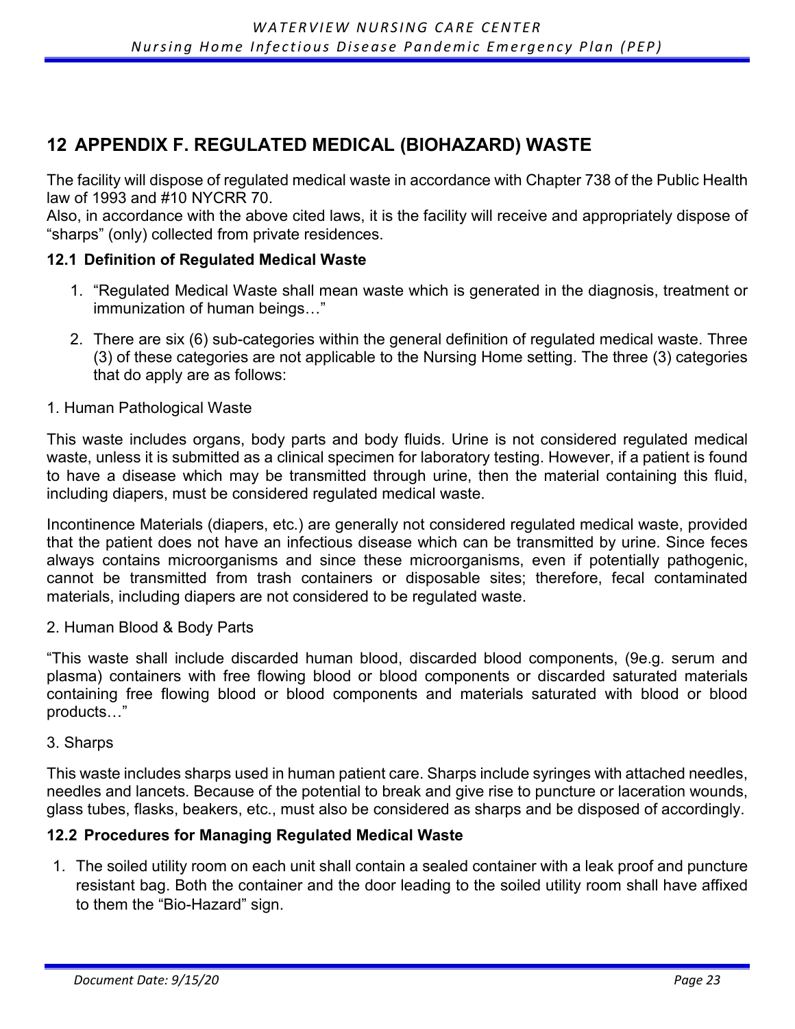# 12 APPENDIX F. REGULATED MEDICAL (BIOHAZARD) WASTE

The facility will dispose of regulated medical waste in accordance with Chapter 738 of the Public Health law of 1993 and #10 NYCRR 70.

Also, in accordance with the above cited laws, it is the facility will receive and appropriately dispose of "sharps" (only) collected from private residences.

## 12.1 Definition of Regulated Medical Waste

1. "Regulated Medical Waste shall mean waste which is generated in the diagnosis, treatment or immunization of human beings…"
2. There are six (6) sub-categories within the general definition of regulated medical waste. Three (3) of these categories are not applicable to the Nursing Home setting. The three (3) categories that do apply are as follows:

1. Human Pathological Waste

This waste includes organs, body parts and body fluids. Urine is not considered regulated medical waste, unless it is submitted as a clinical specimen for laboratory testing. However, if a patient is found to have a disease which may be transmitted through urine, then the material containing this fluid, including diapers, must be considered regulated medical waste.

Incontinence Materials (diapers, etc.) are generally not considered regulated medical waste, provided that the patient does not have an infectious disease which can be transmitted by urine. Since feces always contains microorganisms and since these microorganisms, even if potentially pathogenic, cannot be transmitted from trash containers or disposable sites; therefore, fecal contaminated materials, including diapers are not considered to be regulated waste.

2. Human Blood & Body Parts

"This waste shall include discarded human blood, discarded blood components, (9e.g. serum and plasma) containers with free flowing blood or blood components or discarded saturated materials containing free flowing blood or blood components and materials saturated with blood or blood products…"

3. Sharps

This waste includes sharps used in human patient care. Sharps include syringes with attached needles, needles and lancets. Because of the potential to break and give rise to puncture or laceration wounds, glass tubes, flasks, beakers, etc., must also be considered as sharps and be disposed of accordingly.

## 12.2 Procedures for Managing Regulated Medical Waste

1. The soiled utility room on each unit shall contain a sealed container with a leak proof and puncture resistant bag. Both the container and the door leading to the soiled utility room shall have affixed to them the "Bio-Hazard" sign.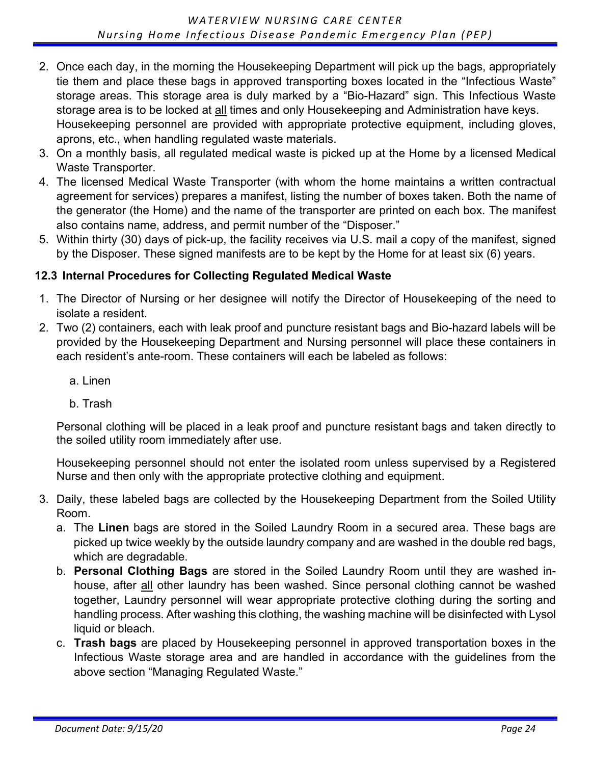2. Once each day, in the morning the Housekeeping Department will pick up the bags, appropriately tie them and place these bags in approved transporting boxes located in the "Infectious Waste" storage areas. This storage area is duly marked by a "Bio-Hazard" sign. This Infectious Waste storage area is to be locked at <u>all</u> times and only Housekeeping and Administration have keys. Housekeeping personnel are provided with appropriate protective equipment, including gloves, aprons, etc., when handling regulated waste materials.
3. On a monthly basis, all regulated medical waste is picked up at the Home by a licensed Medical Waste Transporter.
4. The licensed Medical Waste Transporter (with whom the home maintains a written contractual agreement for services) prepares a manifest, listing the number of boxes taken. Both the name of the generator (the Home) and the name of the transporter are printed on each box. The manifest also contains name, address, and permit number of the "Disposer."
5. Within thirty (30) days of pick-up, the facility receives via U.S. mail a copy of the manifest, signed by the Disposer. These signed manifests are to be kept by the Home for at least six (6) years.

### 12.3 Internal Procedures for Collecting Regulated Medical Waste

1. The Director of Nursing or her designee will notify the Director of Housekeeping of the need to isolate a resident.
2. Two (2) containers, each with leak proof and puncture resistant bags and Bio-hazard labels will be provided by the Housekeeping Department and Nursing personnel will place these containers in each resident's ante-room. These containers will each be labeled as follows:

   a. Linen

   b. Trash

   Personal clothing will be placed in a leak proof and puncture resistant bags and taken directly to the soiled utility room immediately after use.

   Housekeeping personnel should not enter the isolated room unless supervised by a Registered Nurse and then only with the appropriate protective clothing and equipment.

3. Daily, these labeled bags are collected by the Housekeeping Department from the Soiled Utility Room.
   a. The **Linen** bags are stored in the Soiled Laundry Room in a secured area. These bags are picked up twice weekly by the outside laundry company and are washed in the double red bags, which are degradable.
   b. **Personal Clothing Bags** are stored in the Soiled Laundry Room until they are washed in-house, after <u>all</u> other laundry has been washed. Since personal clothing cannot be washed together, Laundry personnel will wear appropriate protective clothing during the sorting and handling process. After washing this clothing, the washing machine will be disinfected with Lysol liquid or bleach.
   c. **Trash bags** are placed by Housekeeping personnel in approved transportation boxes in the Infectious Waste storage area and are handled in accordance with the guidelines from the above section "Managing Regulated Waste."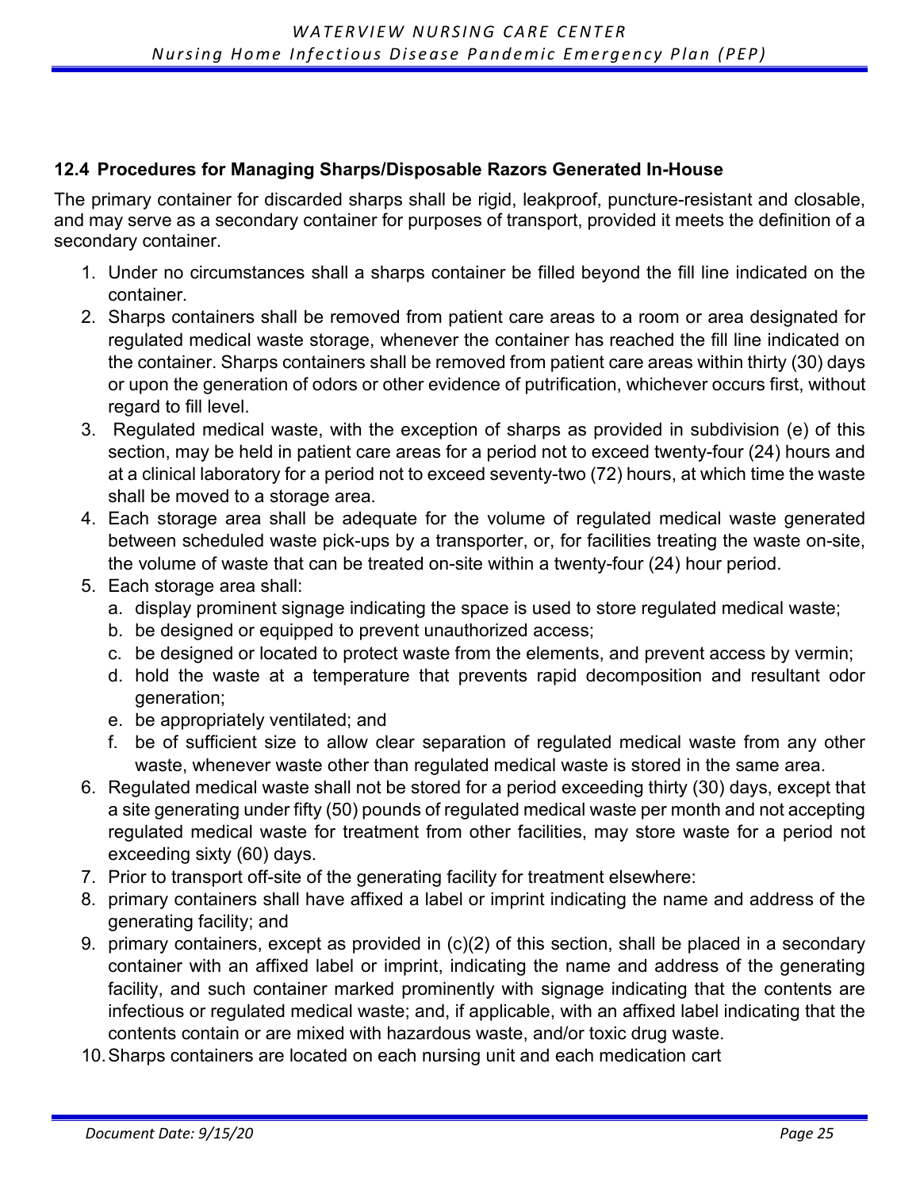### 12.4 Procedures for Managing Sharps/Disposable Razors Generated In-House

The primary container for discarded sharps shall be rigid, leakproof, puncture-resistant and closable, and may serve as a secondary container for purposes of transport, provided it meets the definition of a secondary container.

1. Under no circumstances shall a sharps container be filled beyond the fill line indicated on the container.
2. Sharps containers shall be removed from patient care areas to a room or area designated for regulated medical waste storage, whenever the container has reached the fill line indicated on the container. Sharps containers shall be removed from patient care areas within thirty (30) days or upon the generation of odors or other evidence of putrification, whichever occurs first, without regard to fill level.
3. Regulated medical waste, with the exception of sharps as provided in subdivision (e) of this section, may be held in patient care areas for a period not to exceed twenty-four (24) hours and at a clinical laboratory for a period not to exceed seventy-two (72) hours, at which time the waste shall be moved to a storage area.
4. Each storage area shall be adequate for the volume of regulated medical waste generated between scheduled waste pick-ups by a transporter, or, for facilities treating the waste on-site, the volume of waste that can be treated on-site within a twenty-four (24) hour period.
5. Each storage area shall:
   a. display prominent signage indicating the space is used to store regulated medical waste;
   b. be designed or equipped to prevent unauthorized access;
   c. be designed or located to protect waste from the elements, and prevent access by vermin;
   d. hold the waste at a temperature that prevents rapid decomposition and resultant odor generation;
   e. be appropriately ventilated; and
   f. be of sufficient size to allow clear separation of regulated medical waste from any other waste, whenever waste other than regulated medical waste is stored in the same area.
6. Regulated medical waste shall not be stored for a period exceeding thirty (30) days, except that a site generating under fifty (50) pounds of regulated medical waste per month and not accepting regulated medical waste for treatment from other facilities, may store waste for a period not exceeding sixty (60) days.
7. Prior to transport off-site of the generating facility for treatment elsewhere:
8. primary containers shall have affixed a label or imprint indicating the name and address of the generating facility; and
9. primary containers, except as provided in (c)(2) of this section, shall be placed in a secondary container with an affixed label or imprint, indicating the name and address of the generating facility, and such container marked prominently with signage indicating that the contents are infectious or regulated medical waste; and, if applicable, with an affixed label indicating that the contents contain or are mixed with hazardous waste, and/or toxic drug waste.
10. Sharps containers are located on each nursing unit and each medication cart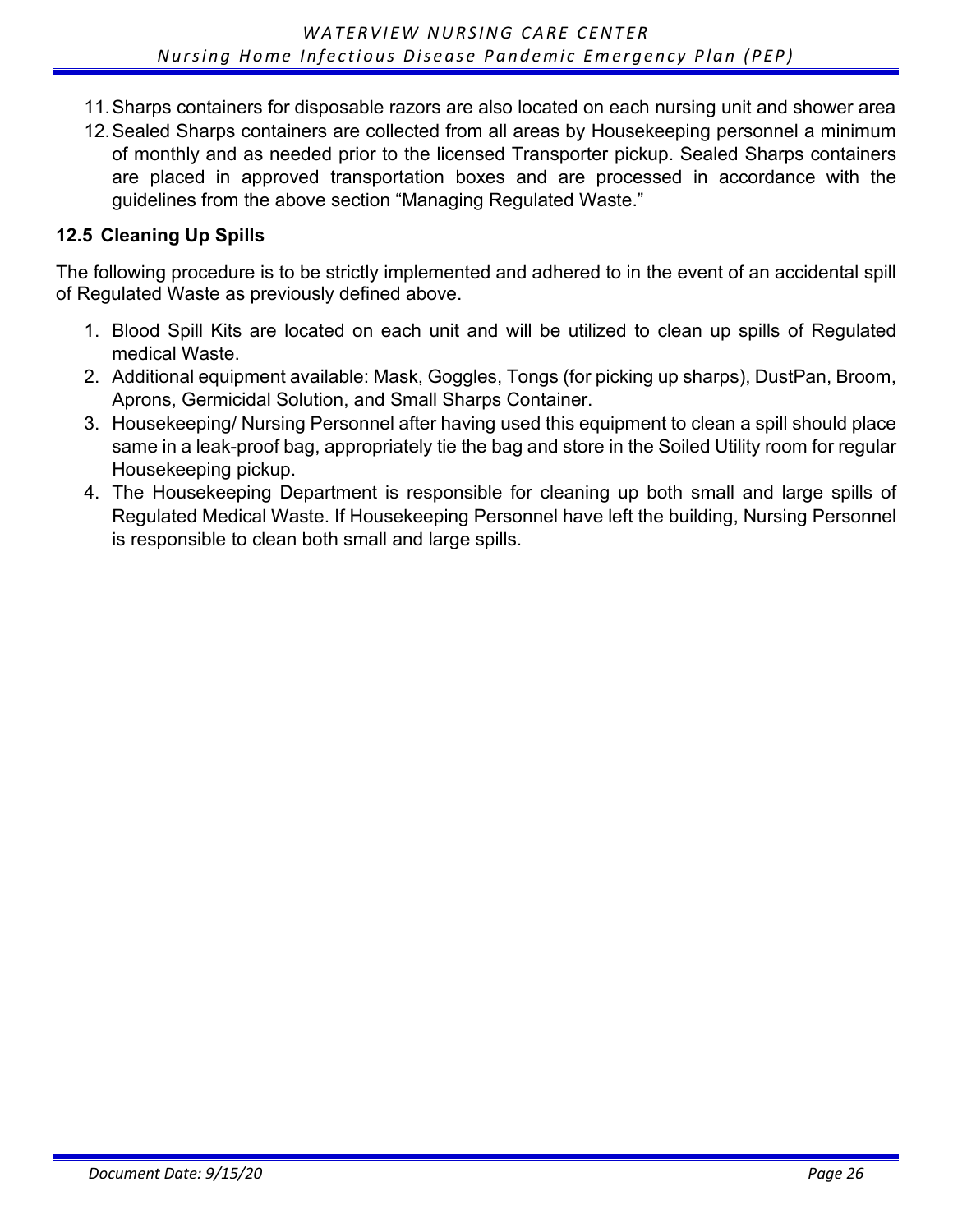11. Sharps containers for disposable razors are also located on each nursing unit and shower area
12. Sealed Sharps containers are collected from all areas by Housekeeping personnel a minimum of monthly and as needed prior to the licensed Transporter pickup. Sealed Sharps containers are placed in approved transportation boxes and are processed in accordance with the guidelines from the above section “Managing Regulated Waste.”

### 12.5 Cleaning Up Spills

The following procedure is to be strictly implemented and adhered to in the event of an accidental spill of Regulated Waste as previously defined above.

1. Blood Spill Kits are located on each unit and will be utilized to clean up spills of Regulated medical Waste.
2. Additional equipment available: Mask, Goggles, Tongs (for picking up sharps), DustPan, Broom, Aprons, Germicidal Solution, and Small Sharps Container.
3. Housekeeping/ Nursing Personnel after having used this equipment to clean a spill should place same in a leak-proof bag, appropriately tie the bag and store in the Soiled Utility room for regular Housekeeping pickup.
4. The Housekeeping Department is responsible for cleaning up both small and large spills of Regulated Medical Waste. If Housekeeping Personnel have left the building, Nursing Personnel is responsible to clean both small and large spills.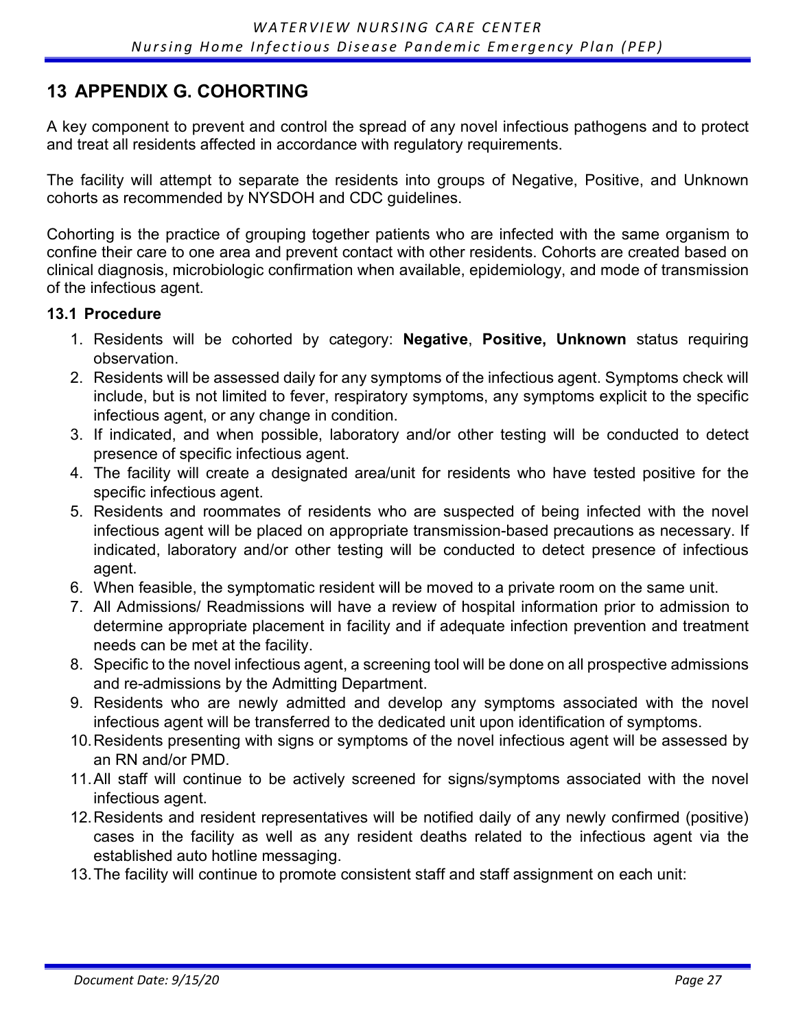# 13 APPENDIX G. COHORTING

A key component to prevent and control the spread of any novel infectious pathogens and to protect and treat all residents affected in accordance with regulatory requirements.

The facility will attempt to separate the residents into groups of Negative, Positive, and Unknown cohorts as recommended by NYSDOH and CDC guidelines.

Cohorting is the practice of grouping together patients who are infected with the same organism to confine their care to one area and prevent contact with other residents. Cohorts are created based on clinical diagnosis, microbiologic confirmation when available, epidemiology, and mode of transmission of the infectious agent.

### 13.1 Procedure

1. Residents will be cohorted by category: **Negative**, **Positive, Unknown** status requiring observation.
2. Residents will be assessed daily for any symptoms of the infectious agent. Symptoms check will include, but is not limited to fever, respiratory symptoms, any symptoms explicit to the specific infectious agent, or any change in condition.
3. If indicated, and when possible, laboratory and/or other testing will be conducted to detect presence of specific infectious agent.
4. The facility will create a designated area/unit for residents who have tested positive for the specific infectious agent.
5. Residents and roommates of residents who are suspected of being infected with the novel infectious agent will be placed on appropriate transmission-based precautions as necessary. If indicated, laboratory and/or other testing will be conducted to detect presence of infectious agent.
6. When feasible, the symptomatic resident will be moved to a private room on the same unit.
7. All Admissions/ Readmissions will have a review of hospital information prior to admission to determine appropriate placement in facility and if adequate infection prevention and treatment needs can be met at the facility.
8. Specific to the novel infectious agent, a screening tool will be done on all prospective admissions and re-admissions by the Admitting Department.
9. Residents who are newly admitted and develop any symptoms associated with the novel infectious agent will be transferred to the dedicated unit upon identification of symptoms.
10. Residents presenting with signs or symptoms of the novel infectious agent will be assessed by an RN and/or PMD.
11. All staff will continue to be actively screened for signs/symptoms associated with the novel infectious agent.
12. Residents and resident representatives will be notified daily of any newly confirmed (positive) cases in the facility as well as any resident deaths related to the infectious agent via the established auto hotline messaging.
13. The facility will continue to promote consistent staff and staff assignment on each unit: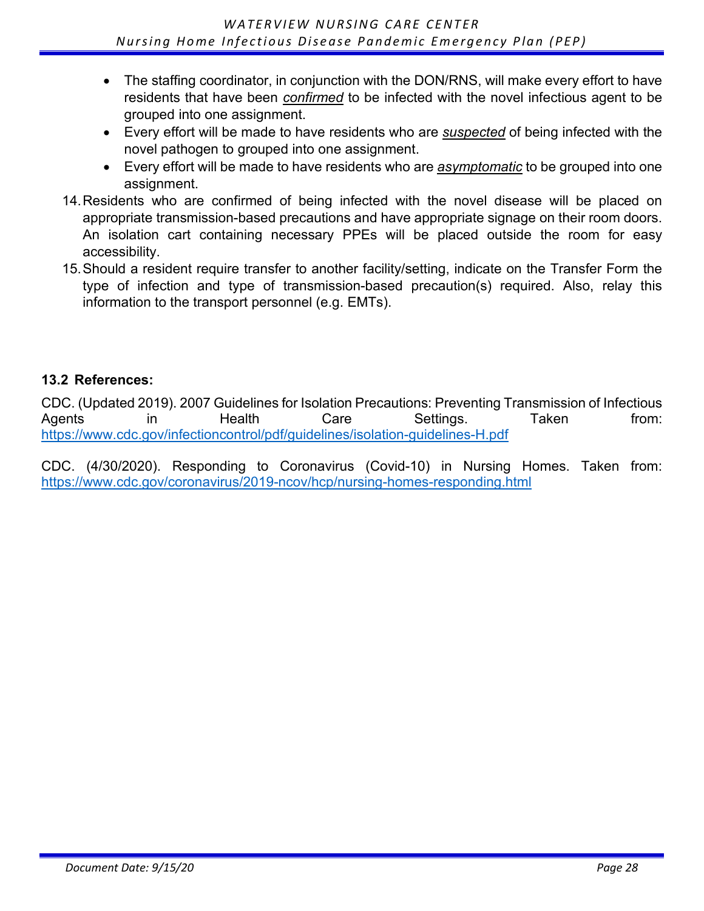- The staffing coordinator, in conjunction with the DON/RNS, will make every effort to have residents that have been ***confirmed*** to be infected with the novel infectious agent to be grouped into one assignment.
- Every effort will be made to have residents who are ***suspected*** of being infected with the novel pathogen to grouped into one assignment.
- Every effort will be made to have residents who are ***asymptomatic*** to be grouped into one assignment.

14. Residents who are confirmed of being infected with the novel disease will be placed on appropriate transmission-based precautions and have appropriate signage on their room doors. An isolation cart containing necessary PPEs will be placed outside the room for easy accessibility.
15. Should a resident require transfer to another facility/setting, indicate on the Transfer Form the type of infection and type of transmission-based precaution(s) required. Also, relay this information to the transport personnel (e.g. EMTs).

### 13.2 References:

CDC. (Updated 2019). 2007 Guidelines for Isolation Precautions: Preventing Transmission of Infectious Agents in Health Care Settings. Taken from: https://www.cdc.gov/infectioncontrol/pdf/guidelines/isolation-guidelines-H.pdf

CDC. (4/30/2020). Responding to Coronavirus (Covid-10) in Nursing Homes. Taken from: https://www.cdc.gov/coronavirus/2019-ncov/hcp/nursing-homes-responding.html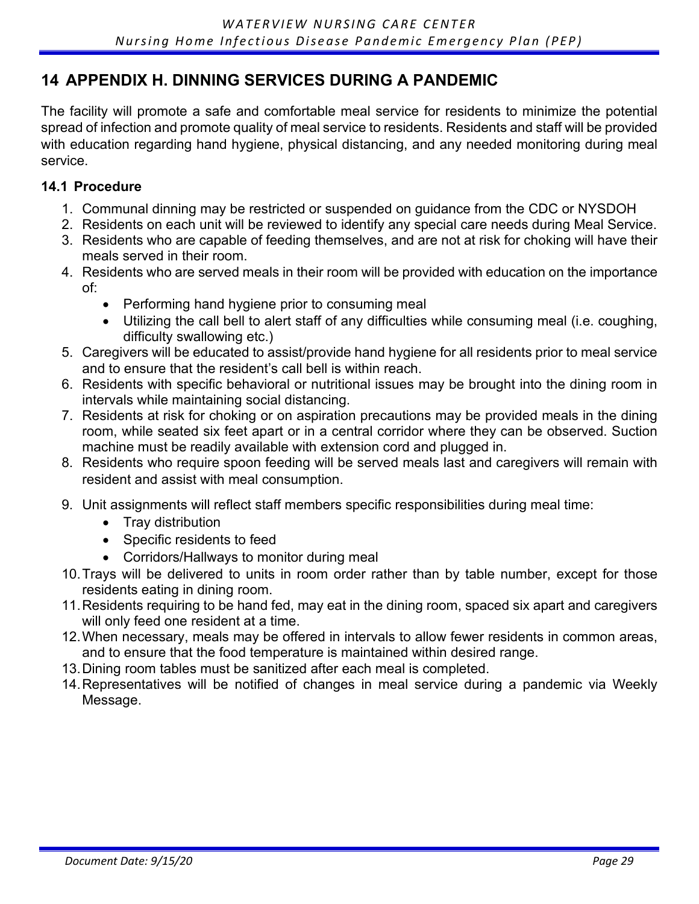# 14 APPENDIX H. DINNING SERVICES DURING A PANDEMIC

The facility will promote a safe and comfortable meal service for residents to minimize the potential spread of infection and promote quality of meal service to residents. Residents and staff will be provided with education regarding hand hygiene, physical distancing, and any needed monitoring during meal service.

## 14.1 Procedure

1. Communal dinning may be restricted or suspended on guidance from the CDC or NYSDOH
2. Residents on each unit will be reviewed to identify any special care needs during Meal Service.
3. Residents who are capable of feeding themselves, and are not at risk for choking will have their meals served in their room.
4. Residents who are served meals in their room will be provided with education on the importance of:
   - Performing hand hygiene prior to consuming meal
   - Utilizing the call bell to alert staff of any difficulties while consuming meal (i.e. coughing, difficulty swallowing etc.)
5. Caregivers will be educated to assist/provide hand hygiene for all residents prior to meal service and to ensure that the resident's call bell is within reach.
6. Residents with specific behavioral or nutritional issues may be brought into the dining room in intervals while maintaining social distancing.
7. Residents at risk for choking or on aspiration precautions may be provided meals in the dining room, while seated six feet apart or in a central corridor where they can be observed. Suction machine must be readily available with extension cord and plugged in.
8. Residents who require spoon feeding will be served meals last and caregivers will remain with resident and assist with meal consumption.
9. Unit assignments will reflect staff members specific responsibilities during meal time:
   - Tray distribution
   - Specific residents to feed
   - Corridors/Hallways to monitor during meal
10. Trays will be delivered to units in room order rather than by table number, except for those residents eating in dining room.
11. Residents requiring to be hand fed, may eat in the dining room, spaced six apart and caregivers will only feed one resident at a time.
12. When necessary, meals may be offered in intervals to allow fewer residents in common areas, and to ensure that the food temperature is maintained within desired range.
13. Dining room tables must be sanitized after each meal is completed.
14. Representatives will be notified of changes in meal service during a pandemic via Weekly Message.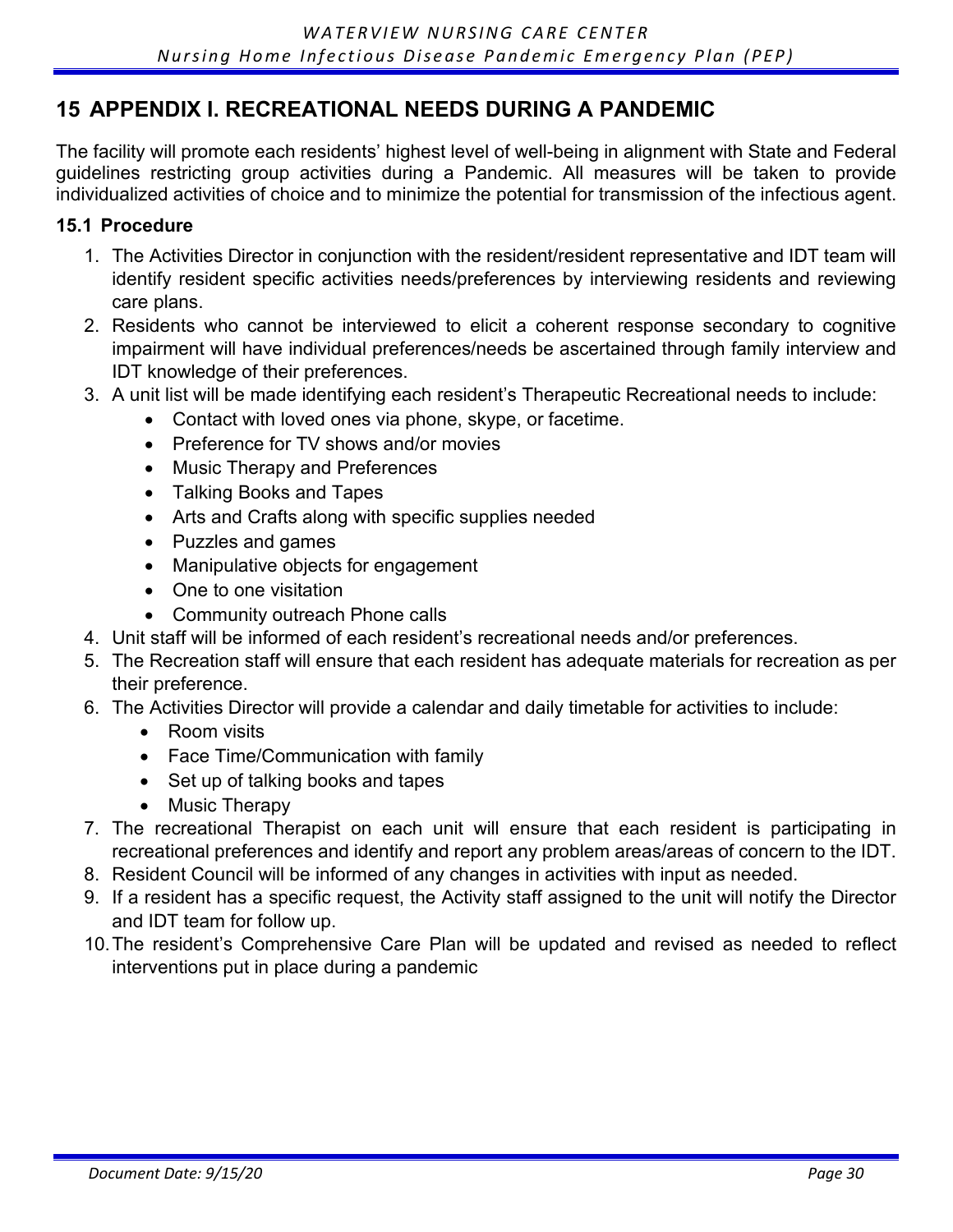# 15 APPENDIX I. RECREATIONAL NEEDS DURING A PANDEMIC

The facility will promote each residents' highest level of well-being in alignment with State and Federal guidelines restricting group activities during a Pandemic. All measures will be taken to provide individualized activities of choice and to minimize the potential for transmission of the infectious agent.

## 15.1 Procedure

1. The Activities Director in conjunction with the resident/resident representative and IDT team will identify resident specific activities needs/preferences by interviewing residents and reviewing care plans.
2. Residents who cannot be interviewed to elicit a coherent response secondary to cognitive impairment will have individual preferences/needs be ascertained through family interview and IDT knowledge of their preferences.
3. A unit list will be made identifying each resident's Therapeutic Recreational needs to include:
   - Contact with loved ones via phone, skype, or facetime.
   - Preference for TV shows and/or movies
   - Music Therapy and Preferences
   - Talking Books and Tapes
   - Arts and Crafts along with specific supplies needed
   - Puzzles and games
   - Manipulative objects for engagement
   - One to one visitation
   - Community outreach Phone calls
4. Unit staff will be informed of each resident's recreational needs and/or preferences.
5. The Recreation staff will ensure that each resident has adequate materials for recreation as per their preference.
6. The Activities Director will provide a calendar and daily timetable for activities to include:
   - Room visits
   - Face Time/Communication with family
   - Set up of talking books and tapes
   - Music Therapy
7. The recreational Therapist on each unit will ensure that each resident is participating in recreational preferences and identify and report any problem areas/areas of concern to the IDT.
8. Resident Council will be informed of any changes in activities with input as needed.
9. If a resident has a specific request, the Activity staff assigned to the unit will notify the Director and IDT team for follow up.
10. The resident's Comprehensive Care Plan will be updated and revised as needed to reflect interventions put in place during a pandemic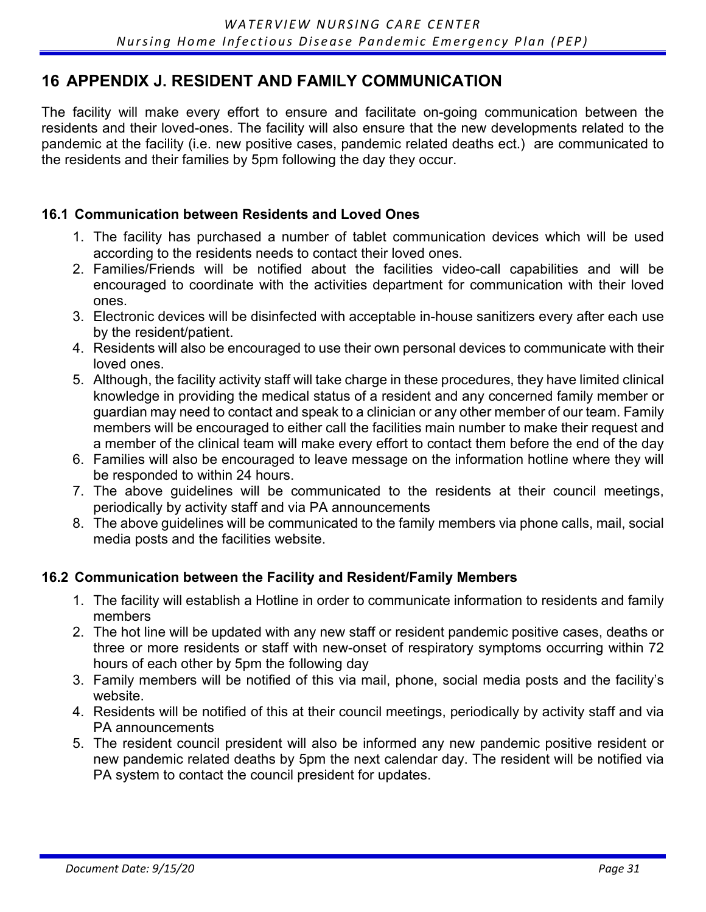# 16 APPENDIX J. RESIDENT AND FAMILY COMMUNICATION

The facility will make every effort to ensure and facilitate on-going communication between the residents and their loved-ones. The facility will also ensure that the new developments related to the pandemic at the facility (i.e. new positive cases, pandemic related deaths ect.) are communicated to the residents and their families by 5pm following the day they occur.

## 16.1 Communication between Residents and Loved Ones

1. The facility has purchased a number of tablet communication devices which will be used according to the residents needs to contact their loved ones.
2. Families/Friends will be notified about the facilities video-call capabilities and will be encouraged to coordinate with the activities department for communication with their loved ones.
3. Electronic devices will be disinfected with acceptable in-house sanitizers every after each use by the resident/patient.
4. Residents will also be encouraged to use their own personal devices to communicate with their loved ones.
5. Although, the facility activity staff will take charge in these procedures, they have limited clinical knowledge in providing the medical status of a resident and any concerned family member or guardian may need to contact and speak to a clinician or any other member of our team. Family members will be encouraged to either call the facilities main number to make their request and a member of the clinical team will make every effort to contact them before the end of the day
6. Families will also be encouraged to leave message on the information hotline where they will be responded to within 24 hours.
7. The above guidelines will be communicated to the residents at their council meetings, periodically by activity staff and via PA announcements
8. The above guidelines will be communicated to the family members via phone calls, mail, social media posts and the facilities website.

## 16.2 Communication between the Facility and Resident/Family Members

1. The facility will establish a Hotline in order to communicate information to residents and family members
2. The hot line will be updated with any new staff or resident pandemic positive cases, deaths or three or more residents or staff with new-onset of respiratory symptoms occurring within 72 hours of each other by 5pm the following day
3. Family members will be notified of this via mail, phone, social media posts and the facility's website.
4. Residents will be notified of this at their council meetings, periodically by activity staff and via PA announcements
5. The resident council president will also be informed any new pandemic positive resident or new pandemic related deaths by 5pm the next calendar day. The resident will be notified via PA system to contact the council president for updates.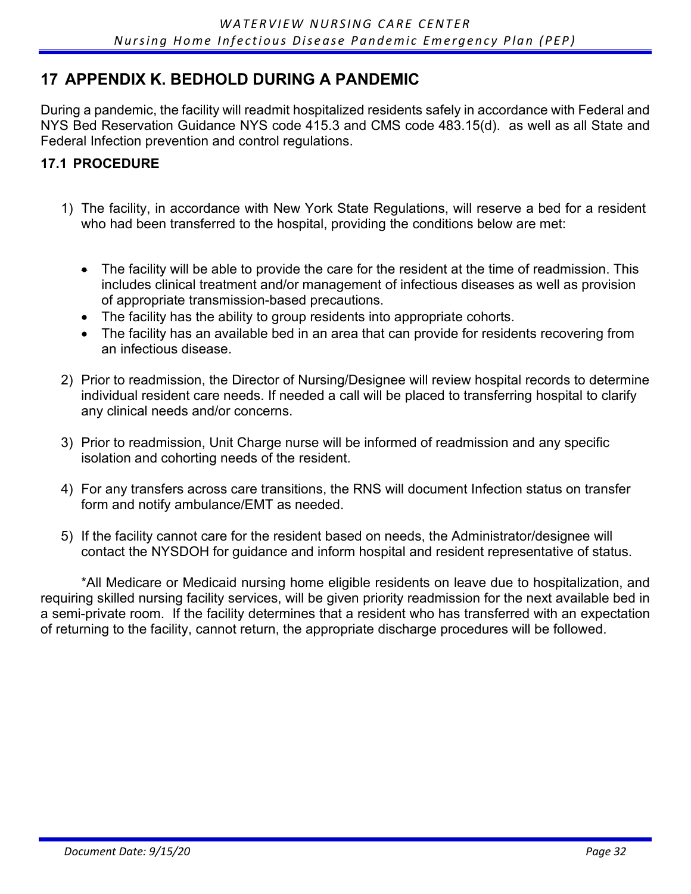# 17 APPENDIX K. BEDHOLD DURING A PANDEMIC

During a pandemic, the facility will readmit hospitalized residents safely in accordance with Federal and NYS Bed Reservation Guidance NYS code 415.3 and CMS code 483.15(d). as well as all State and Federal Infection prevention and control regulations.

## 17.1 PROCEDURE

1) The facility, in accordance with New York State Regulations, will reserve a bed for a resident who had been transferred to the hospital, providing the conditions below are met:

   - The facility will be able to provide the care for the resident at the time of readmission. This includes clinical treatment and/or management of infectious diseases as well as provision of appropriate transmission-based precautions.
   - The facility has the ability to group residents into appropriate cohorts.
   - The facility has an available bed in an area that can provide for residents recovering from an infectious disease.

2) Prior to readmission, the Director of Nursing/Designee will review hospital records to determine individual resident care needs. If needed a call will be placed to transferring hospital to clarify any clinical needs and/or concerns.

3) Prior to readmission, Unit Charge nurse will be informed of readmission and any specific isolation and cohorting needs of the resident.

4) For any transfers across care transitions, the RNS will document Infection status on transfer form and notify ambulance/EMT as needed.

5) If the facility cannot care for the resident based on needs, the Administrator/designee will contact the NYSDOH for guidance and inform hospital and resident representative of status.

*All Medicare or Medicaid nursing home eligible residents on leave due to hospitalization, and requiring skilled nursing facility services, will be given priority readmission for the next available bed in a semi-private room. If the facility determines that a resident who has transferred with an expectation of returning to the facility, cannot return, the appropriate discharge procedures will be followed.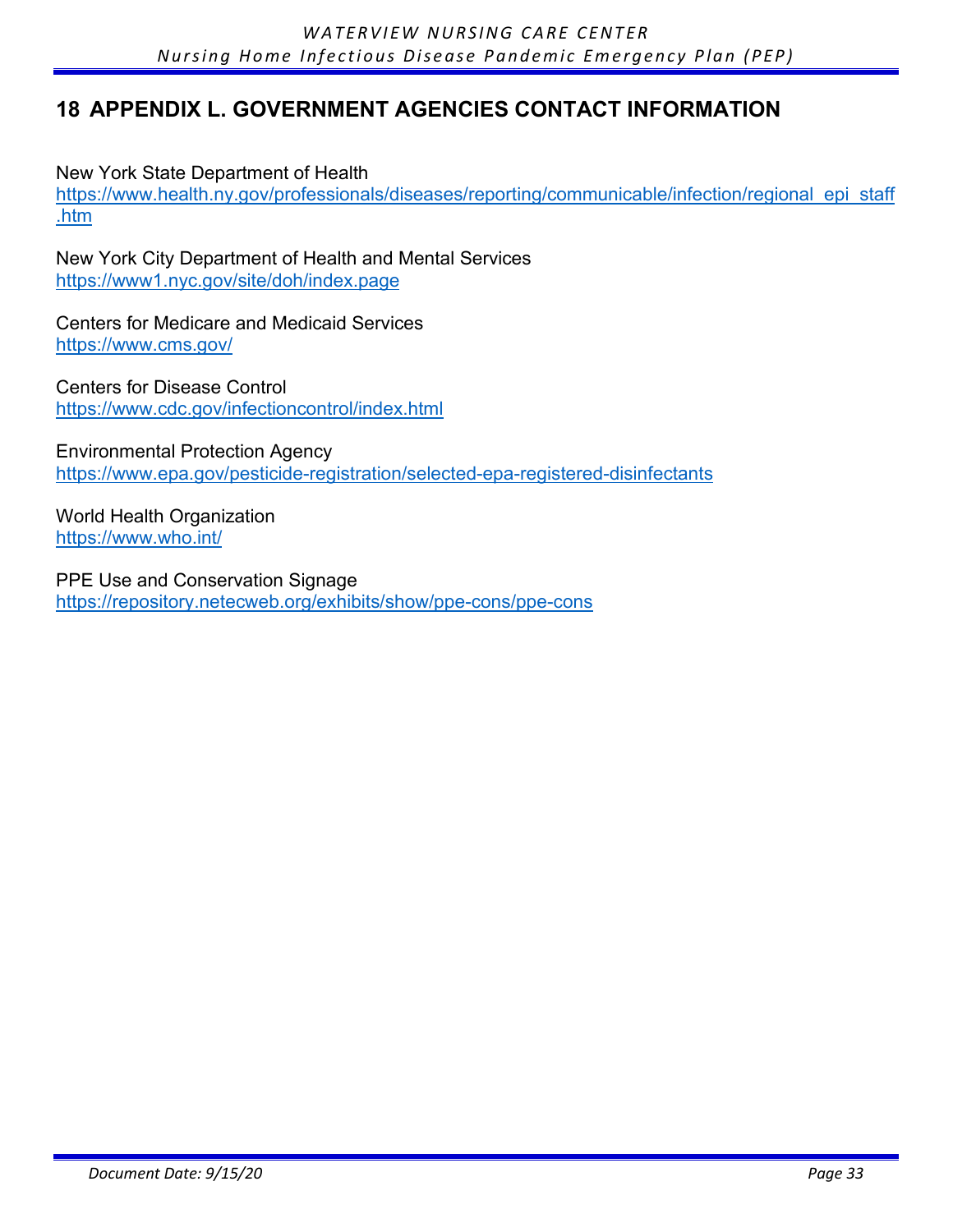# 18 APPENDIX L. GOVERNMENT AGENCIES CONTACT INFORMATION

New York State Department of Health
https://www.health.ny.gov/professionals/diseases/reporting/communicable/infection/regional_epi_staff.htm

New York City Department of Health and Mental Services
https://www1.nyc.gov/site/doh/index.page

Centers for Medicare and Medicaid Services
https://www.cms.gov/

Centers for Disease Control
https://www.cdc.gov/infectioncontrol/index.html

Environmental Protection Agency
https://www.epa.gov/pesticide-registration/selected-epa-registered-disinfectants

World Health Organization
https://www.who.int/

PPE Use and Conservation Signage
https://repository.netecweb.org/exhibits/show/ppe-cons/ppe-cons